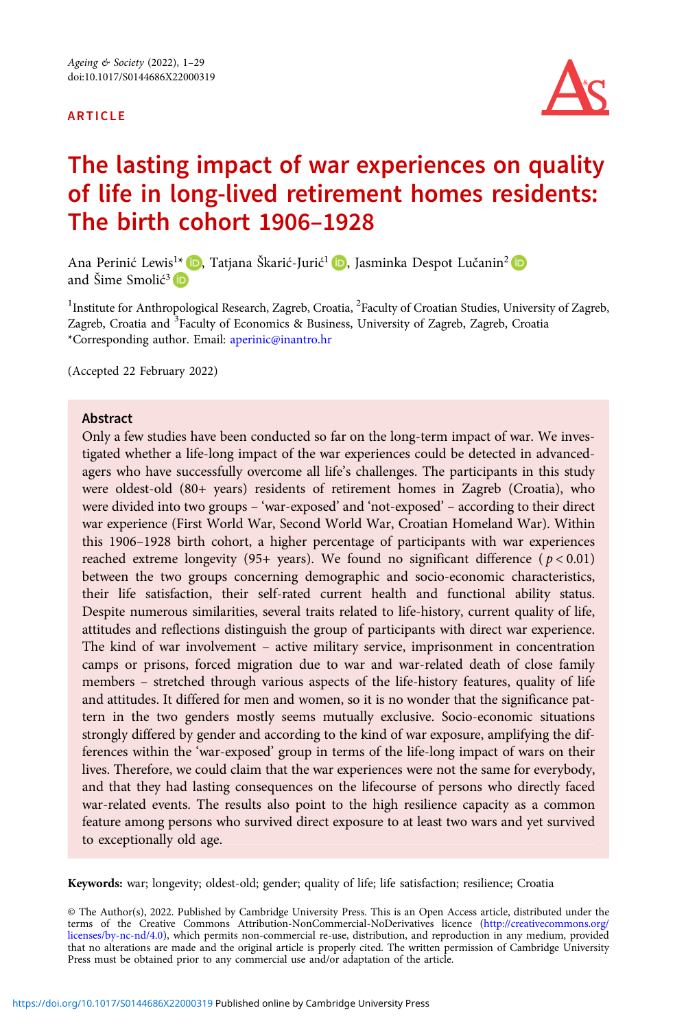ARTICLE

# The lasting impact of war experiences on quality of life in long-lived retirement homes residents: The birth cohort 1906–1928

Ana Perinić Lewis[1*], Tatjana Škarić-Jurić[1], Jasminka Despot Lučanin[2] and Šime Smolić[3]

[1]Institute for Anthropological Research, Zagreb, Croatia, [2]Faculty of Croatian Studies, University of Zagreb, Zagreb, Croatia and [3]Faculty of Economics & Business, University of Zagreb, Zagreb, Croatia
*Corresponding author. Email: aperinic@inantro.hr

(Accepted 22 February 2022)

## Abstract

Only a few studies have been conducted so far on the long-term impact of war. We investigated whether a life-long impact of the war experiences could be detected in advanced-agers who have successfully overcome all life's challenges. The participants in this study were oldest-old (80+ years) residents of retirement homes in Zagreb (Croatia), who were divided into two groups – 'war-exposed' and 'not-exposed' – according to their direct war experience (First World War, Second World War, Croatian Homeland War). Within this 1906–1928 birth cohort, a higher percentage of participants with war experiences reached extreme longevity (95+ years). We found no significant difference ($p < 0.01$) between the two groups concerning demographic and socio-economic characteristics, their life satisfaction, their self-rated current health and functional ability status. Despite numerous similarities, several traits related to life-history, current quality of life, attitudes and reflections distinguish the group of participants with direct war experience. The kind of war involvement – active military service, imprisonment in concentration camps or prisons, forced migration due to war and war-related death of close family members – stretched through various aspects of the life-history features, quality of life and attitudes. It differed for men and women, so it is no wonder that the significance pattern in the two genders mostly seems mutually exclusive. Socio-economic situations strongly differed by gender and according to the kind of war exposure, amplifying the differences within the 'war-exposed' group in terms of the life-long impact of wars on their lives. Therefore, we could claim that the war experiences were not the same for everybody, and that they had lasting consequences on the lifecourse of persons who directly faced war-related events. The results also point to the high resilience capacity as a common feature among persons who survived direct exposure to at least two wars and yet survived to exceptionally old age.

**Keywords:** war; longevity; oldest-old; gender; quality of life; life satisfaction; resilience; Croatia

© The Author(s), 2022. Published by Cambridge University Press. This is an Open Access article, distributed under the terms of the Creative Commons Attribution-NonCommercial-NoDerivatives licence (http://creativecommons.org/licenses/by-nc-nd/4.0), which permits non-commercial re-use, distribution, and reproduction in any medium, provided that no alterations are made and the original article is properly cited. The written permission of Cambridge University Press must be obtained prior to any commercial use and/or adaptation of the article.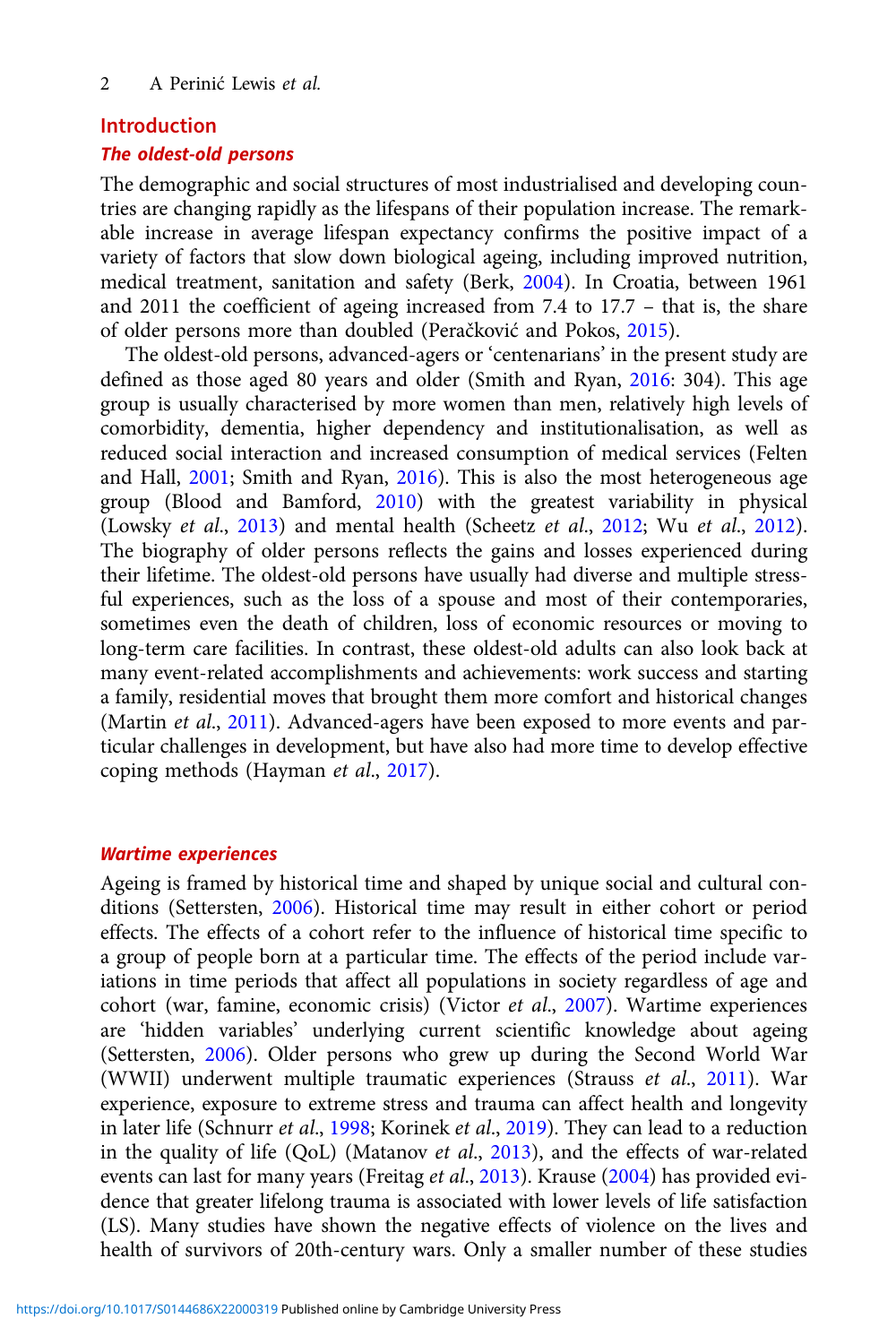## Introduction

### *The oldest-old persons*

The demographic and social structures of most industrialised and developing countries are changing rapidly as the lifespans of their population increase. The remarkable increase in average lifespan expectancy confirms the positive impact of a variety of factors that slow down biological ageing, including improved nutrition, medical treatment, sanitation and safety (Berk, 2004). In Croatia, between 1961 and 2011 the coefficient of ageing increased from 7.4 to 17.7 – that is, the share of older persons more than doubled (Peračković and Pokos, 2015).

The oldest-old persons, advanced-agers or 'centenarians' in the present study are defined as those aged 80 years and older (Smith and Ryan, 2016: 304). This age group is usually characterised by more women than men, relatively high levels of comorbidity, dementia, higher dependency and institutionalisation, as well as reduced social interaction and increased consumption of medical services (Felten and Hall, 2001; Smith and Ryan, 2016). This is also the most heterogeneous age group (Blood and Bamford, 2010) with the greatest variability in physical (Lowsky *et al*., 2013) and mental health (Scheetz *et al*., 2012; Wu *et al*., 2012). The biography of older persons reflects the gains and losses experienced during their lifetime. The oldest-old persons have usually had diverse and multiple stressful experiences, such as the loss of a spouse and most of their contemporaries, sometimes even the death of children, loss of economic resources or moving to long-term care facilities. In contrast, these oldest-old adults can also look back at many event-related accomplishments and achievements: work success and starting a family, residential moves that brought them more comfort and historical changes (Martin *et al*., 2011). Advanced-agers have been exposed to more events and particular challenges in development, but have also had more time to develop effective coping methods (Hayman *et al*., 2017).

### *Wartime experiences*

Ageing is framed by historical time and shaped by unique social and cultural conditions (Settersten, 2006). Historical time may result in either cohort or period effects. The effects of a cohort refer to the influence of historical time specific to a group of people born at a particular time. The effects of the period include variations in time periods that affect all populations in society regardless of age and cohort (war, famine, economic crisis) (Victor *et al*., 2007). Wartime experiences are 'hidden variables' underlying current scientific knowledge about ageing (Settersten, 2006). Older persons who grew up during the Second World War (WWII) underwent multiple traumatic experiences (Strauss *et al*., 2011). War experience, exposure to extreme stress and trauma can affect health and longevity in later life (Schnurr *et al*., 1998; Korinek *et al*., 2019). They can lead to a reduction in the quality of life (QoL) (Matanov *et al*., 2013), and the effects of war-related events can last for many years (Freitag *et al*., 2013). Krause (2004) has provided evidence that greater lifelong trauma is associated with lower levels of life satisfaction (LS). Many studies have shown the negative effects of violence on the lives and health of survivors of 20th-century wars. Only a smaller number of these studies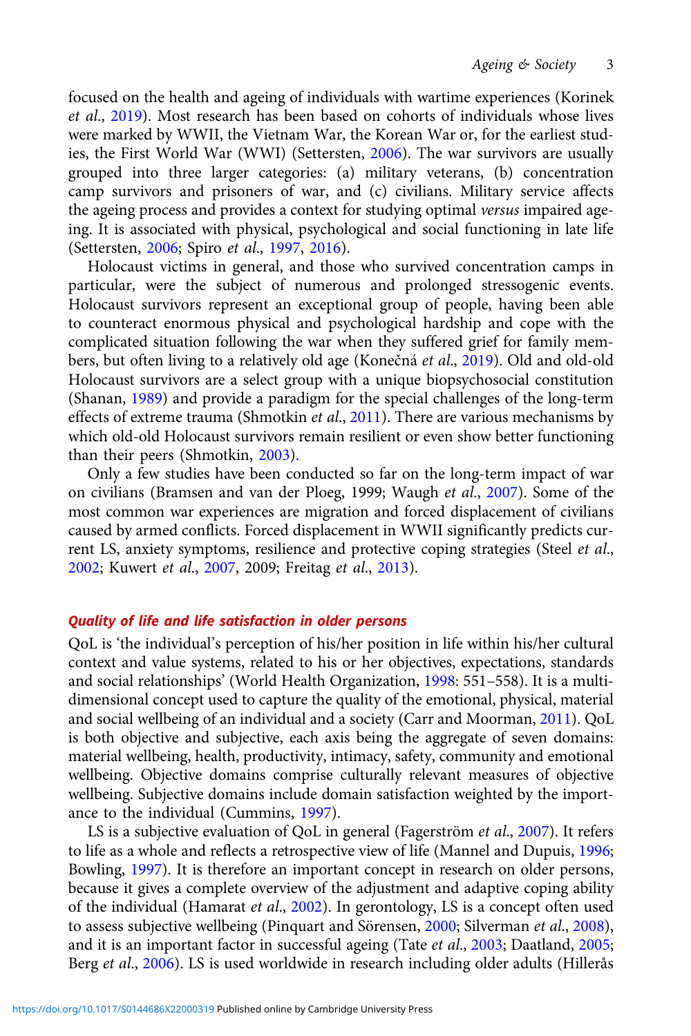focused on the health and ageing of individuals with wartime experiences (Korinek *et al.*, 2019). Most research has been based on cohorts of individuals whose lives were marked by WWII, the Vietnam War, the Korean War or, for the earliest studies, the First World War (WWI) (Settersten, 2006). The war survivors are usually grouped into three larger categories: (a) military veterans, (b) concentration camp survivors and prisoners of war, and (c) civilians. Military service affects the ageing process and provides a context for studying optimal *versus* impaired ageing. It is associated with physical, psychological and social functioning in late life (Settersten, 2006; Spiro *et al.*, 1997, 2016).

Holocaust victims in general, and those who survived concentration camps in particular, were the subject of numerous and prolonged stressogenic events. Holocaust survivors represent an exceptional group of people, having been able to counteract enormous physical and psychological hardship and cope with the complicated situation following the war when they suffered grief for family members, but often living to a relatively old age (Konečná *et al.*, 2019). Old and old-old Holocaust survivors are a select group with a unique biopsychosocial constitution (Shanan, 1989) and provide a paradigm for the special challenges of the long-term effects of extreme trauma (Shmotkin *et al.*, 2011). There are various mechanisms by which old-old Holocaust survivors remain resilient or even show better functioning than their peers (Shmotkin, 2003).

Only a few studies have been conducted so far on the long-term impact of war on civilians (Bramsen and van der Ploeg, 1999; Waugh *et al.*, 2007). Some of the most common war experiences are migration and forced displacement of civilians caused by armed conflicts. Forced displacement in WWII significantly predicts current LS, anxiety symptoms, resilience and protective coping strategies (Steel *et al.*, 2002; Kuwert *et al.*, 2007, 2009; Freitag *et al.*, 2013).

### Quality of life and life satisfaction in older persons

QoL is 'the individual's perception of his/her position in life within his/her cultural context and value systems, related to his or her objectives, expectations, standards and social relationships' (World Health Organization, 1998: 551–558). It is a multidimensional concept used to capture the quality of the emotional, physical, material and social wellbeing of an individual and a society (Carr and Moorman, 2011). QoL is both objective and subjective, each axis being the aggregate of seven domains: material wellbeing, health, productivity, intimacy, safety, community and emotional wellbeing. Objective domains comprise culturally relevant measures of objective wellbeing. Subjective domains include domain satisfaction weighted by the importance to the individual (Cummins, 1997).

LS is a subjective evaluation of QoL in general (Fagerström *et al.*, 2007). It refers to life as a whole and reflects a retrospective view of life (Mannel and Dupuis, 1996; Bowling, 1997). It is therefore an important concept in research on older persons, because it gives a complete overview of the adjustment and adaptive coping ability of the individual (Hamarat *et al.*, 2002). In gerontology, LS is a concept often used to assess subjective wellbeing (Pinquart and Sörensen, 2000; Silverman *et al.*, 2008), and it is an important factor in successful ageing (Tate *et al.*, 2003; Daatland, 2005; Berg *et al.*, 2006). LS is used worldwide in research including older adults (Hillerås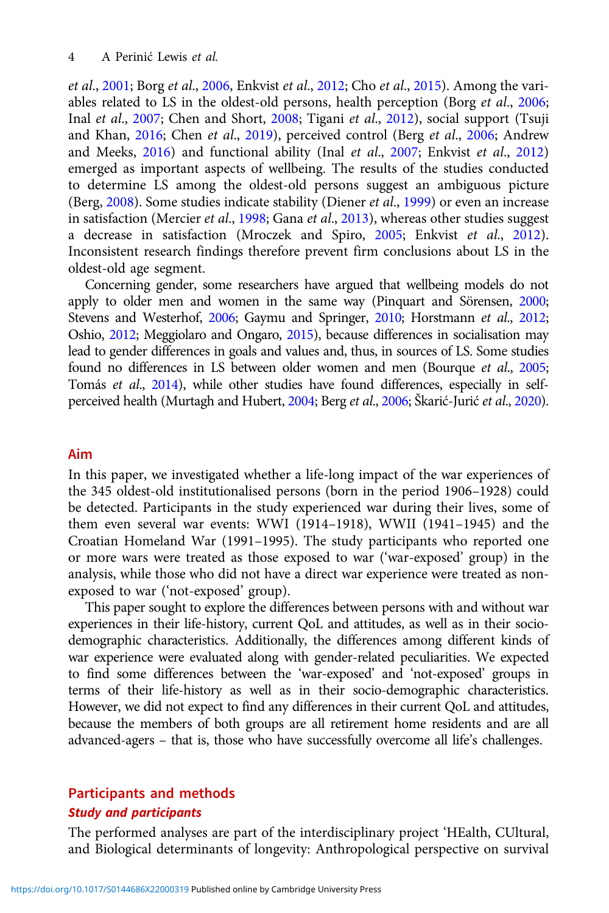et al., 2001; Borg et al., 2006, Enkvist et al., 2012; Cho et al., 2015). Among the variables related to LS in the oldest-old persons, health perception (Borg et al., 2006; Inal et al., 2007; Chen and Short, 2008; Tigani et al., 2012), social support (Tsuji and Khan, 2016; Chen et al., 2019), perceived control (Berg et al., 2006; Andrew and Meeks, 2016) and functional ability (Inal et al., 2007; Enkvist et al., 2012) emerged as important aspects of wellbeing. The results of the studies conducted to determine LS among the oldest-old persons suggest an ambiguous picture (Berg, 2008). Some studies indicate stability (Diener et al., 1999) or even an increase in satisfaction (Mercier et al., 1998; Gana et al., 2013), whereas other studies suggest a decrease in satisfaction (Mroczek and Spiro, 2005; Enkvist et al., 2012). Inconsistent research findings therefore prevent firm conclusions about LS in the oldest-old age segment.

Concerning gender, some researchers have argued that wellbeing models do not apply to older men and women in the same way (Pinquart and Sörensen, 2000; Stevens and Westerhof, 2006; Gaymu and Springer, 2010; Horstmann et al., 2012; Oshio, 2012; Meggiolaro and Ongaro, 2015), because differences in socialisation may lead to gender differences in goals and values and, thus, in sources of LS. Some studies found no differences in LS between older women and men (Bourque et al., 2005; Tomás et al., 2014), while other studies have found differences, especially in self-perceived health (Murtagh and Hubert, 2004; Berg et al., 2006; Škarić-Jurić et al., 2020).

## Aim

In this paper, we investigated whether a life-long impact of the war experiences of the 345 oldest-old institutionalised persons (born in the period 1906–1928) could be detected. Participants in the study experienced war during their lives, some of them even several war events: WWI (1914–1918), WWII (1941–1945) and the Croatian Homeland War (1991–1995). The study participants who reported one or more wars were treated as those exposed to war ('war-exposed' group) in the analysis, while those who did not have a direct war experience were treated as non-exposed to war ('not-exposed' group).

This paper sought to explore the differences between persons with and without war experiences in their life-history, current QoL and attitudes, as well as in their socio-demographic characteristics. Additionally, the differences among different kinds of war experience were evaluated along with gender-related peculiarities. We expected to find some differences between the 'war-exposed' and 'not-exposed' groups in terms of their life-history as well as in their socio-demographic characteristics. However, we did not expect to find any differences in their current QoL and attitudes, because the members of both groups are all retirement home residents and are all advanced-agers – that is, those who have successfully overcome all life's challenges.

## Participants and methods

### *Study and participants*

The performed analyses are part of the interdisciplinary project 'HEalth, CUltural, and Biological determinants of longevity: Anthropological perspective on survival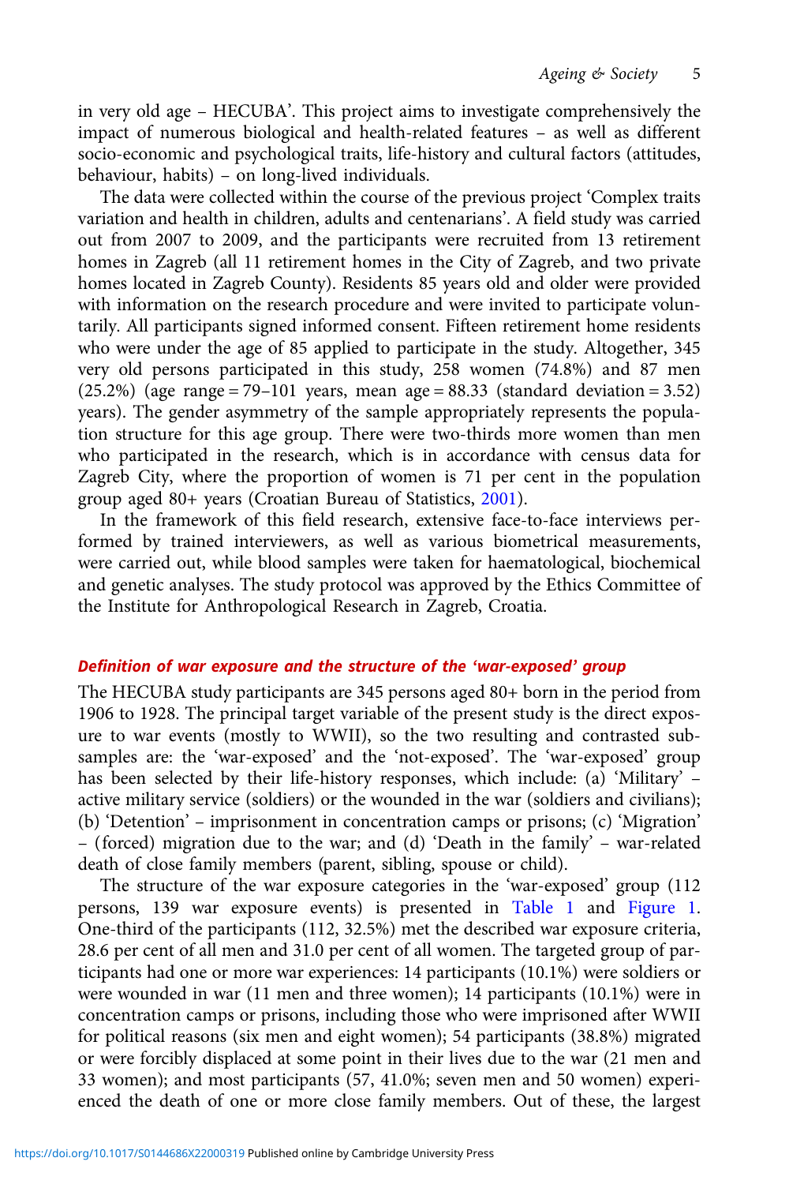in very old age – HECUBA'. This project aims to investigate comprehensively the impact of numerous biological and health-related features – as well as different socio-economic and psychological traits, life-history and cultural factors (attitudes, behaviour, habits) – on long-lived individuals.

The data were collected within the course of the previous project 'Complex traits variation and health in children, adults and centenarians'. A field study was carried out from 2007 to 2009, and the participants were recruited from 13 retirement homes in Zagreb (all 11 retirement homes in the City of Zagreb, and two private homes located in Zagreb County). Residents 85 years old and older were provided with information on the research procedure and were invited to participate voluntarily. All participants signed informed consent. Fifteen retirement home residents who were under the age of 85 applied to participate in the study. Altogether, 345 very old persons participated in this study, 258 women (74.8%) and 87 men (25.2%) (age range = 79–101 years, mean age = 88.33 (standard deviation = 3.52) years). The gender asymmetry of the sample appropriately represents the population structure for this age group. There were two-thirds more women than men who participated in the research, which is in accordance with census data for Zagreb City, where the proportion of women is 71 per cent in the population group aged 80+ years (Croatian Bureau of Statistics, 2001).

In the framework of this field research, extensive face-to-face interviews performed by trained interviewers, as well as various biometrical measurements, were carried out, while blood samples were taken for haematological, biochemical and genetic analyses. The study protocol was approved by the Ethics Committee of the Institute for Anthropological Research in Zagreb, Croatia.

### *Definition of war exposure and the structure of the 'war-exposed' group*

The HECUBA study participants are 345 persons aged 80+ born in the period from 1906 to 1928. The principal target variable of the present study is the direct exposure to war events (mostly to WWII), so the two resulting and contrasted subsamples are: the 'war-exposed' and the 'not-exposed'. The 'war-exposed' group has been selected by their life-history responses, which include: (a) 'Military' – active military service (soldiers) or the wounded in the war (soldiers and civilians); (b) 'Detention' – imprisonment in concentration camps or prisons; (c) 'Migration' – (forced) migration due to the war; and (d) 'Death in the family' – war-related death of close family members (parent, sibling, spouse or child).

The structure of the war exposure categories in the 'war-exposed' group (112 persons, 139 war exposure events) is presented in Table 1 and Figure 1. One-third of the participants (112, 32.5%) met the described war exposure criteria, 28.6 per cent of all men and 31.0 per cent of all women. The targeted group of participants had one or more war experiences: 14 participants (10.1%) were soldiers or were wounded in war (11 men and three women); 14 participants (10.1%) were in concentration camps or prisons, including those who were imprisoned after WWII for political reasons (six men and eight women); 54 participants (38.8%) migrated or were forcibly displaced at some point in their lives due to the war (21 men and 33 women); and most participants (57, 41.0%; seven men and 50 women) experienced the death of one or more close family members. Out of these, the largest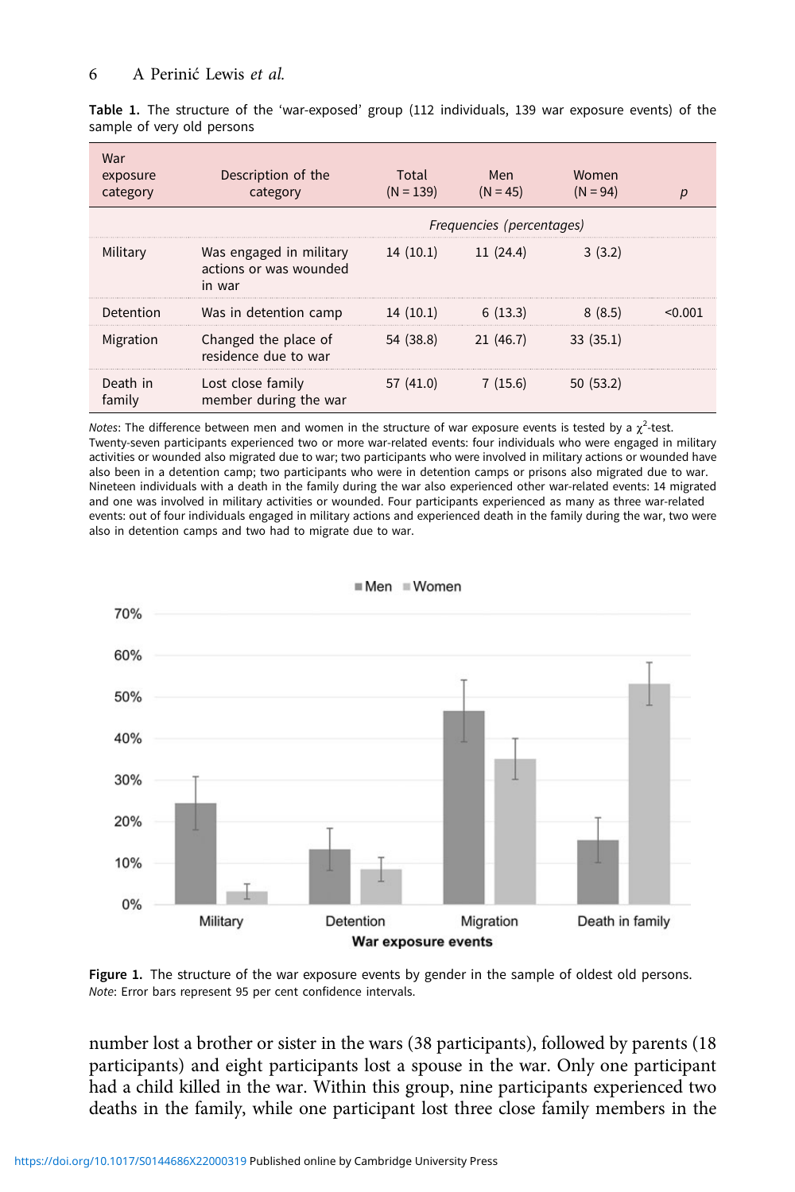**Table 1.** The structure of the 'war-exposed' group (112 individuals, 139 war exposure events) of the sample of very old persons

| War exposure category | Description of the category | Total (N = 139) | Men (N = 45) | Women (N = 94) | *p* |
|---|---|---|---|---|---|
| | | *Frequencies (percentages)* | | | |
| Military | Was engaged in military actions or was wounded in war | 14 (10.1) | 11 (24.4) | 3 (3.2) | |
| Detention | Was in detention camp | 14 (10.1) | 6 (13.3) | 8 (8.5) | <0.001 |
| Migration | Changed the place of residence due to war | 54 (38.8) | 21 (46.7) | 33 (35.1) | |
| Death in family | Lost close family member during the war | 57 (41.0) | 7 (15.6) | 50 (53.2) | |

*Notes*: The difference between men and women in the structure of war exposure events is tested by a $\chi^2$-test. Twenty-seven participants experienced two or more war-related events: four individuals who were engaged in military activities or wounded also migrated due to war; two participants who were involved in military actions or wounded have also been in a detention camp; two participants who were in detention camps or prisons also migrated due to war. Nineteen individuals with a death in the family during the war also experienced other war-related events: 14 migrated and one was involved in military activities or wounded. Four participants experienced as many as three war-related events: out of four individuals engaged in military actions and experienced death in the family during the war, two were also in detention camps and two had to migrate due to war.

**Figure 1.** The structure of the war exposure events by gender in the sample of oldest old persons.
*Note*: Error bars represent 95 per cent confidence intervals.

number lost a brother or sister in the wars (38 participants), followed by parents (18 participants) and eight participants lost a spouse in the war. Only one participant had a child killed in the war. Within this group, nine participants experienced two deaths in the family, while one participant lost three close family members in the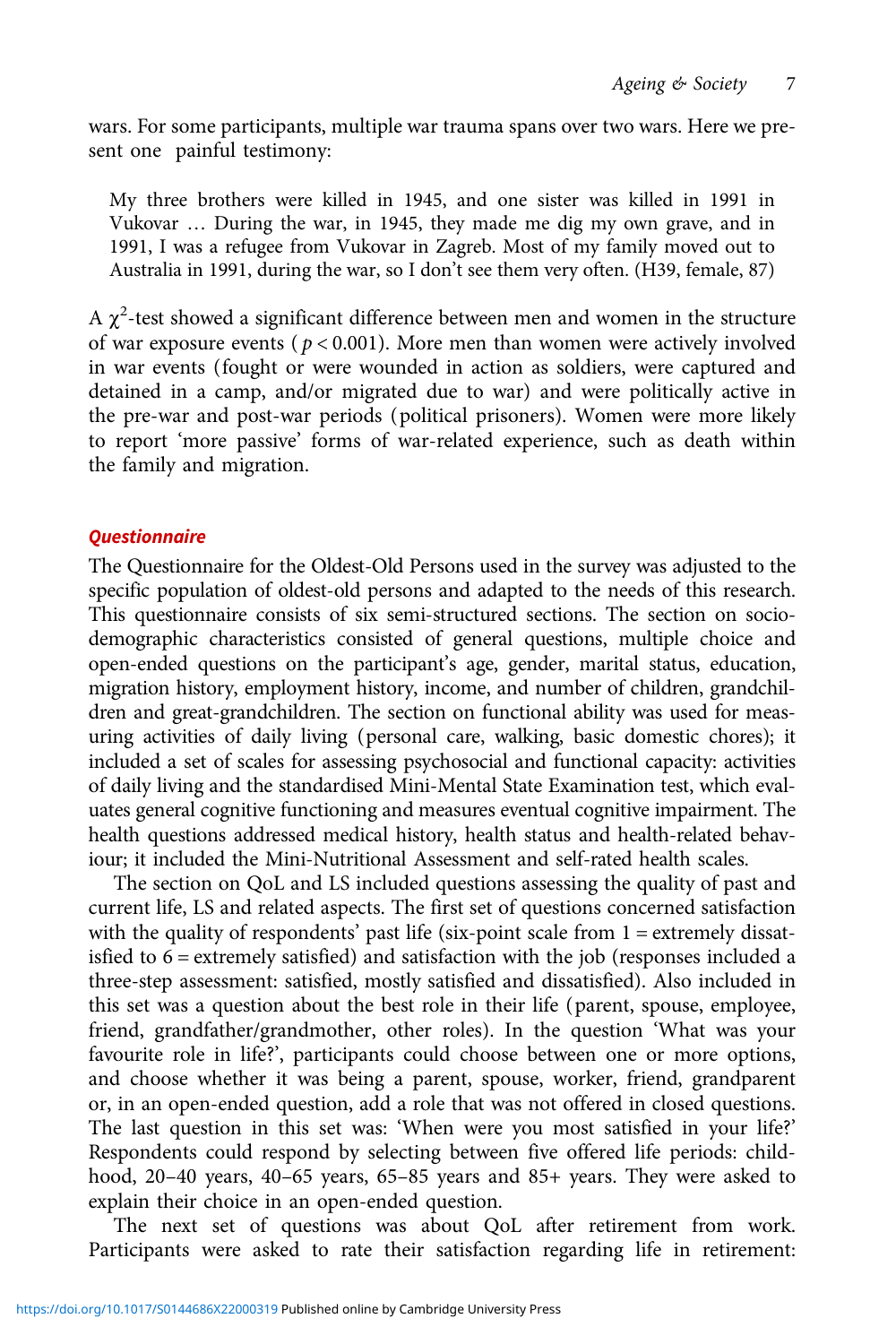wars. For some participants, multiple war trauma spans over two wars. Here we present one painful testimony:

> My three brothers were killed in 1945, and one sister was killed in 1991 in Vukovar … During the war, in 1945, they made me dig my own grave, and in 1991, I was a refugee from Vukovar in Zagreb. Most of my family moved out to Australia in 1991, during the war, so I don't see them very often. (H39, female, 87)

A $\chi^2$-test showed a significant difference between men and women in the structure of war exposure events ($p < 0.001$). More men than women were actively involved in war events (fought or were wounded in action as soldiers, were captured and detained in a camp, and/or migrated due to war) and were politically active in the pre-war and post-war periods (political prisoners). Women were more likely to report 'more passive' forms of war-related experience, such as death within the family and migration.

### *Questionnaire*

The Questionnaire for the Oldest-Old Persons used in the survey was adjusted to the specific population of oldest-old persons and adapted to the needs of this research. This questionnaire consists of six semi-structured sections. The section on socio-demographic characteristics consisted of general questions, multiple choice and open-ended questions on the participant's age, gender, marital status, education, migration history, employment history, income, and number of children, grandchildren and great-grandchildren. The section on functional ability was used for measuring activities of daily living (personal care, walking, basic domestic chores); it included a set of scales for assessing psychosocial and functional capacity: activities of daily living and the standardised Mini-Mental State Examination test, which evaluates general cognitive functioning and measures eventual cognitive impairment. The health questions addressed medical history, health status and health-related behaviour; it included the Mini-Nutritional Assessment and self-rated health scales.

The section on QoL and LS included questions assessing the quality of past and current life, LS and related aspects. The first set of questions concerned satisfaction with the quality of respondents' past life (six-point scale from 1 = extremely dissatisfied to 6 = extremely satisfied) and satisfaction with the job (responses included a three-step assessment: satisfied, mostly satisfied and dissatisfied). Also included in this set was a question about the best role in their life (parent, spouse, employee, friend, grandfather/grandmother, other roles). In the question 'What was your favourite role in life?', participants could choose between one or more options, and choose whether it was being a parent, spouse, worker, friend, grandparent or, in an open-ended question, add a role that was not offered in closed questions. The last question in this set was: 'When were you most satisfied in your life?' Respondents could respond by selecting between five offered life periods: childhood, 20–40 years, 40–65 years, 65–85 years and 85+ years. They were asked to explain their choice in an open-ended question.

The next set of questions was about QoL after retirement from work. Participants were asked to rate their satisfaction regarding life in retirement: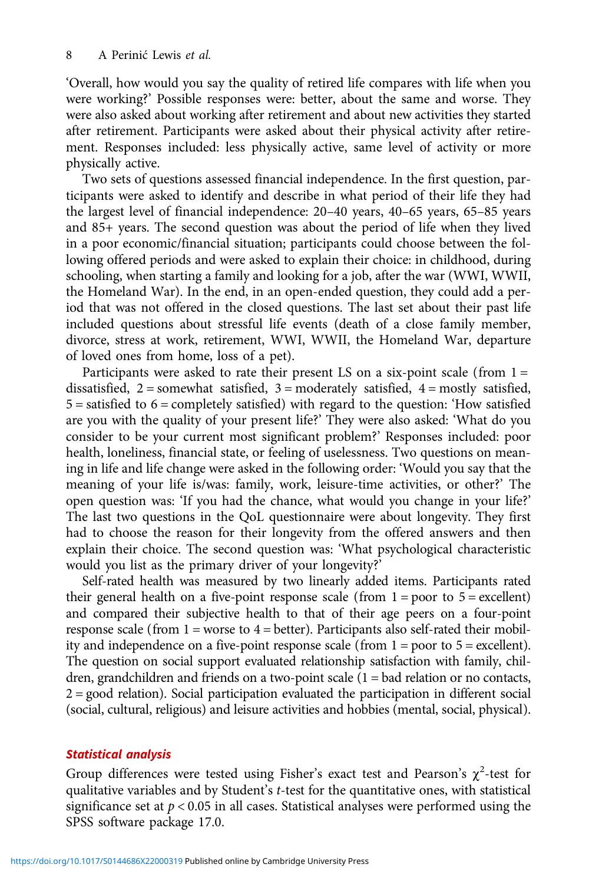'Overall, how would you say the quality of retired life compares with life when you were working?' Possible responses were: better, about the same and worse. They were also asked about working after retirement and about new activities they started after retirement. Participants were asked about their physical activity after retirement. Responses included: less physically active, same level of activity or more physically active.

Two sets of questions assessed financial independence. In the first question, participants were asked to identify and describe in what period of their life they had the largest level of financial independence: 20–40 years, 40–65 years, 65–85 years and 85+ years. The second question was about the period of life when they lived in a poor economic/financial situation; participants could choose between the following offered periods and were asked to explain their choice: in childhood, during schooling, when starting a family and looking for a job, after the war (WWI, WWII, the Homeland War). In the end, in an open-ended question, they could add a period that was not offered in the closed questions. The last set about their past life included questions about stressful life events (death of a close family member, divorce, stress at work, retirement, WWI, WWII, the Homeland War, departure of loved ones from home, loss of a pet).

Participants were asked to rate their present LS on a six-point scale (from 1 = dissatisfied, 2 = somewhat satisfied, 3 = moderately satisfied, 4 = mostly satisfied, 5 = satisfied to 6 = completely satisfied) with regard to the question: 'How satisfied are you with the quality of your present life?' They were also asked: 'What do you consider to be your current most significant problem?' Responses included: poor health, loneliness, financial state, or feeling of uselessness. Two questions on meaning in life and life change were asked in the following order: 'Would you say that the meaning of your life is/was: family, work, leisure-time activities, or other?' The open question was: 'If you had the chance, what would you change in your life?' The last two questions in the QoL questionnaire were about longevity. They first had to choose the reason for their longevity from the offered answers and then explain their choice. The second question was: 'What psychological characteristic would you list as the primary driver of your longevity?'

Self-rated health was measured by two linearly added items. Participants rated their general health on a five-point response scale (from 1 = poor to 5 = excellent) and compared their subjective health to that of their age peers on a four-point response scale (from 1 = worse to 4 = better). Participants also self-rated their mobility and independence on a five-point response scale (from 1 = poor to 5 = excellent). The question on social support evaluated relationship satisfaction with family, children, grandchildren and friends on a two-point scale (1 = bad relation or no contacts, 2 = good relation). Social participation evaluated the participation in different social (social, cultural, religious) and leisure activities and hobbies (mental, social, physical).

### Statistical analysis

Group differences were tested using Fisher's exact test and Pearson's $\chi^2$-test for qualitative variables and by Student's *t*-test for the quantitative ones, with statistical significance set at $p < 0.05$ in all cases. Statistical analyses were performed using the SPSS software package 17.0.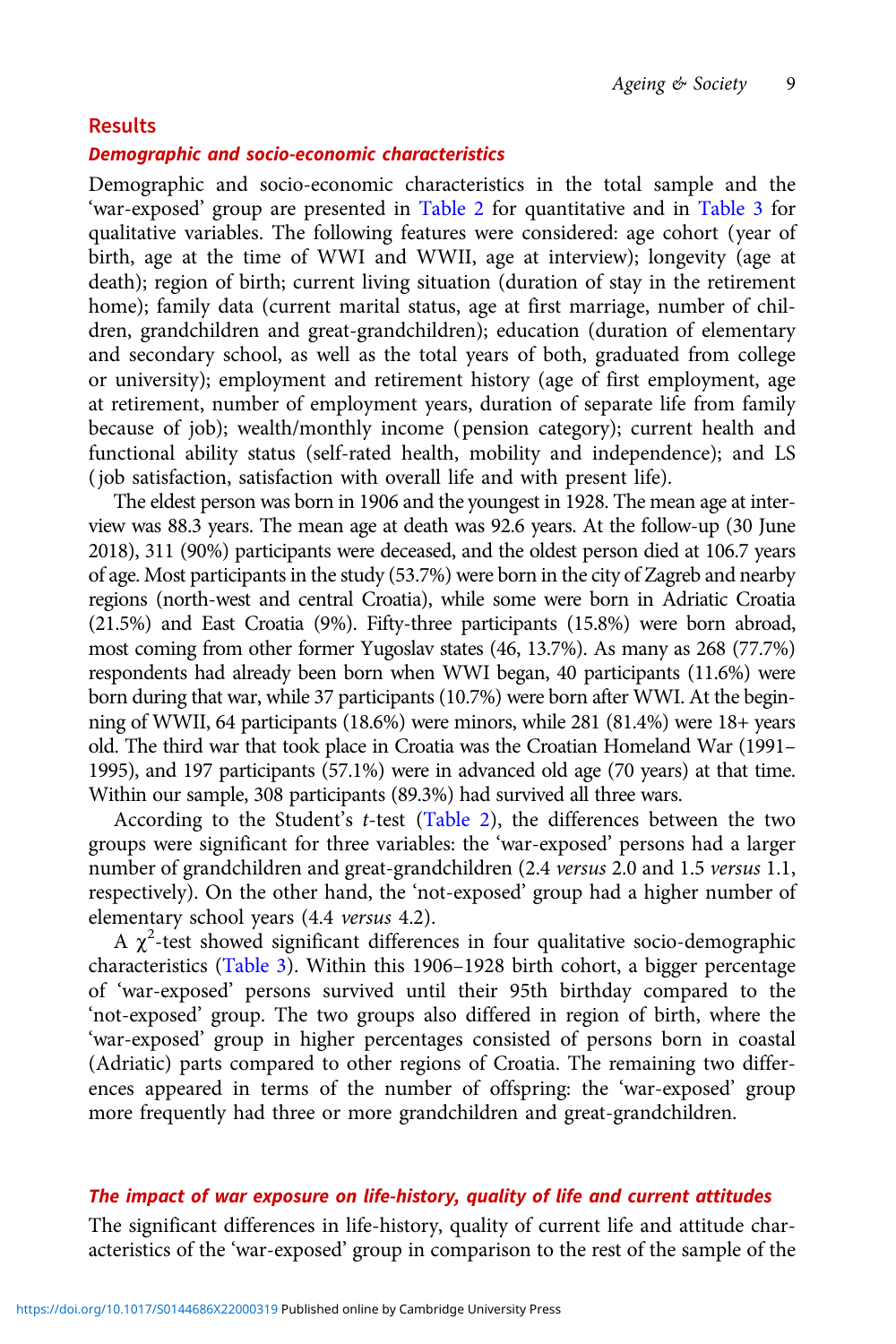## Results

### *Demographic and socio-economic characteristics*

Demographic and socio-economic characteristics in the total sample and the 'war-exposed' group are presented in Table 2 for quantitative and in Table 3 for qualitative variables. The following features were considered: age cohort (year of birth, age at the time of WWI and WWII, age at interview); longevity (age at death); region of birth; current living situation (duration of stay in the retirement home); family data (current marital status, age at first marriage, number of children, grandchildren and great-grandchildren); education (duration of elementary and secondary school, as well as the total years of both, graduated from college or university); employment and retirement history (age of first employment, age at retirement, number of employment years, duration of separate life from family because of job); wealth/monthly income (pension category); current health and functional ability status (self-rated health, mobility and independence); and LS (job satisfaction, satisfaction with overall life and with present life).

The eldest person was born in 1906 and the youngest in 1928. The mean age at interview was 88.3 years. The mean age at death was 92.6 years. At the follow-up (30 June 2018), 311 (90%) participants were deceased, and the oldest person died at 106.7 years of age. Most participants in the study (53.7%) were born in the city of Zagreb and nearby regions (north-west and central Croatia), while some were born in Adriatic Croatia (21.5%) and East Croatia (9%). Fifty-three participants (15.8%) were born abroad, most coming from other former Yugoslav states (46, 13.7%). As many as 268 (77.7%) respondents had already been born when WWI began, 40 participants (11.6%) were born during that war, while 37 participants (10.7%) were born after WWI. At the beginning of WWII, 64 participants (18.6%) were minors, while 281 (81.4%) were 18+ years old. The third war that took place in Croatia was the Croatian Homeland War (1991–1995), and 197 participants (57.1%) were in advanced old age (70 years) at that time. Within our sample, 308 participants (89.3%) had survived all three wars.

According to the Student's *t*-test (Table 2), the differences between the two groups were significant for three variables: the 'war-exposed' persons had a larger number of grandchildren and great-grandchildren (2.4 *versus* 2.0 and 1.5 *versus* 1.1, respectively). On the other hand, the 'not-exposed' group had a higher number of elementary school years (4.4 *versus* 4.2).

A $\chi^2$-test showed significant differences in four qualitative socio-demographic characteristics (Table 3). Within this 1906–1928 birth cohort, a bigger percentage of 'war-exposed' persons survived until their 95th birthday compared to the 'not-exposed' group. The two groups also differed in region of birth, where the 'war-exposed' group in higher percentages consisted of persons born in coastal (Adriatic) parts compared to other regions of Croatia. The remaining two differences appeared in terms of the number of offspring: the 'war-exposed' group more frequently had three or more grandchildren and great-grandchildren.

### *The impact of war exposure on life-history, quality of life and current attitudes*

The significant differences in life-history, quality of current life and attitude characteristics of the 'war-exposed' group in comparison to the rest of the sample of the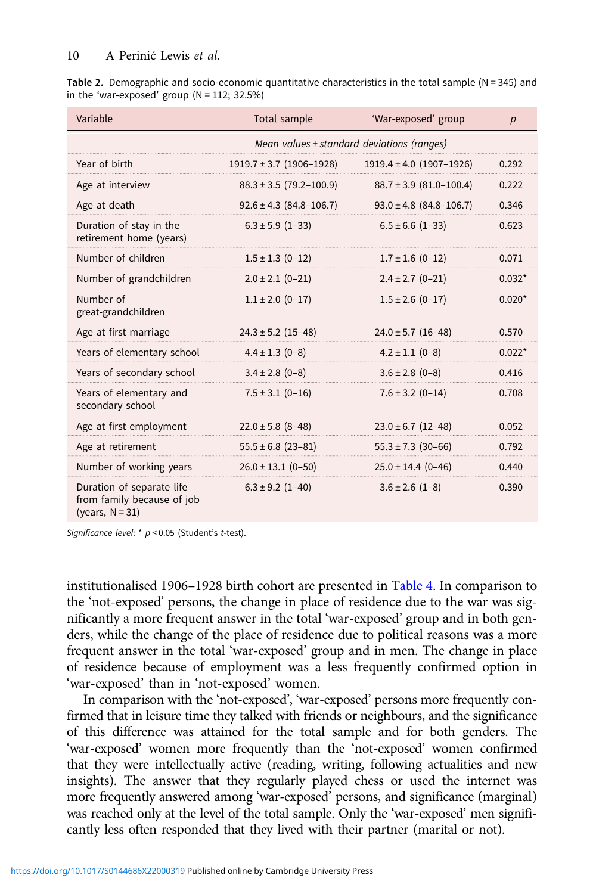**Table 2.** Demographic and socio-economic quantitative characteristics in the total sample (N = 345) and in the 'war-exposed' group (N = 112; 32.5%)

| Variable | Total sample | 'War-exposed' group | *p* |
|---|---|---|---|
| | *Mean values ± standard deviations (ranges)* | | |
| Year of birth | 1919.7 ± 3.7 (1906–1928) | 1919.4 ± 4.0 (1907–1926) | 0.292 |
| Age at interview | 88.3 ± 3.5 (79.2–100.9) | 88.7 ± 3.9 (81.0–100.4) | 0.222 |
| Age at death | 92.6 ± 4.3 (84.8–106.7) | 93.0 ± 4.8 (84.8–106.7) | 0.346 |
| Duration of stay in the retirement home (years) | 6.3 ± 5.9 (1–33) | 6.5 ± 6.6 (1–33) | 0.623 |
| Number of children | 1.5 ± 1.3 (0–12) | 1.7 ± 1.6 (0–12) | 0.071 |
| Number of grandchildren | 2.0 ± 2.1 (0–21) | 2.4 ± 2.7 (0–21) | 0.032* |
| Number of great-grandchildren | 1.1 ± 2.0 (0–17) | 1.5 ± 2.6 (0–17) | 0.020* |
| Age at first marriage | 24.3 ± 5.2 (15–48) | 24.0 ± 5.7 (16–48) | 0.570 |
| Years of elementary school | 4.4 ± 1.3 (0–8) | 4.2 ± 1.1 (0–8) | 0.022* |
| Years of secondary school | 3.4 ± 2.8 (0–8) | 3.6 ± 2.8 (0–8) | 0.416 |
| Years of elementary and secondary school | 7.5 ± 3.1 (0–16) | 7.6 ± 3.2 (0–14) | 0.708 |
| Age at first employment | 22.0 ± 5.8 (8–48) | 23.0 ± 6.7 (12–48) | 0.052 |
| Age at retirement | 55.5 ± 6.8 (23–81) | 55.3 ± 7.3 (30–66) | 0.792 |
| Number of working years | 26.0 ± 13.1 (0–50) | 25.0 ± 14.4 (0–46) | 0.440 |
| Duration of separate life from family because of job (years, N = 31) | 6.3 ± 9.2 (1–40) | 3.6 ± 2.6 (1–8) | 0.390 |

*Significance level:* * $p < 0.05$ (Student's *t*-test).

institutionalised 1906–1928 birth cohort are presented in Table 4. In comparison to the 'not-exposed' persons, the change in place of residence due to the war was significantly a more frequent answer in the total 'war-exposed' group and in both genders, while the change of the place of residence due to political reasons was a more frequent answer in the total 'war-exposed' group and in men. The change in place of residence because of employment was a less frequently confirmed option in 'war-exposed' than in 'not-exposed' women.

In comparison with the 'not-exposed', 'war-exposed' persons more frequently confirmed that in leisure time they talked with friends or neighbours, and the significance of this difference was attained for the total sample and for both genders. The 'war-exposed' women more frequently than the 'not-exposed' women confirmed that they were intellectually active (reading, writing, following actualities and new insights). The answer that they regularly played chess or used the internet was more frequently answered among 'war-exposed' persons, and significance (marginal) was reached only at the level of the total sample. Only the 'war-exposed' men significantly less often responded that they lived with their partner (marital or not).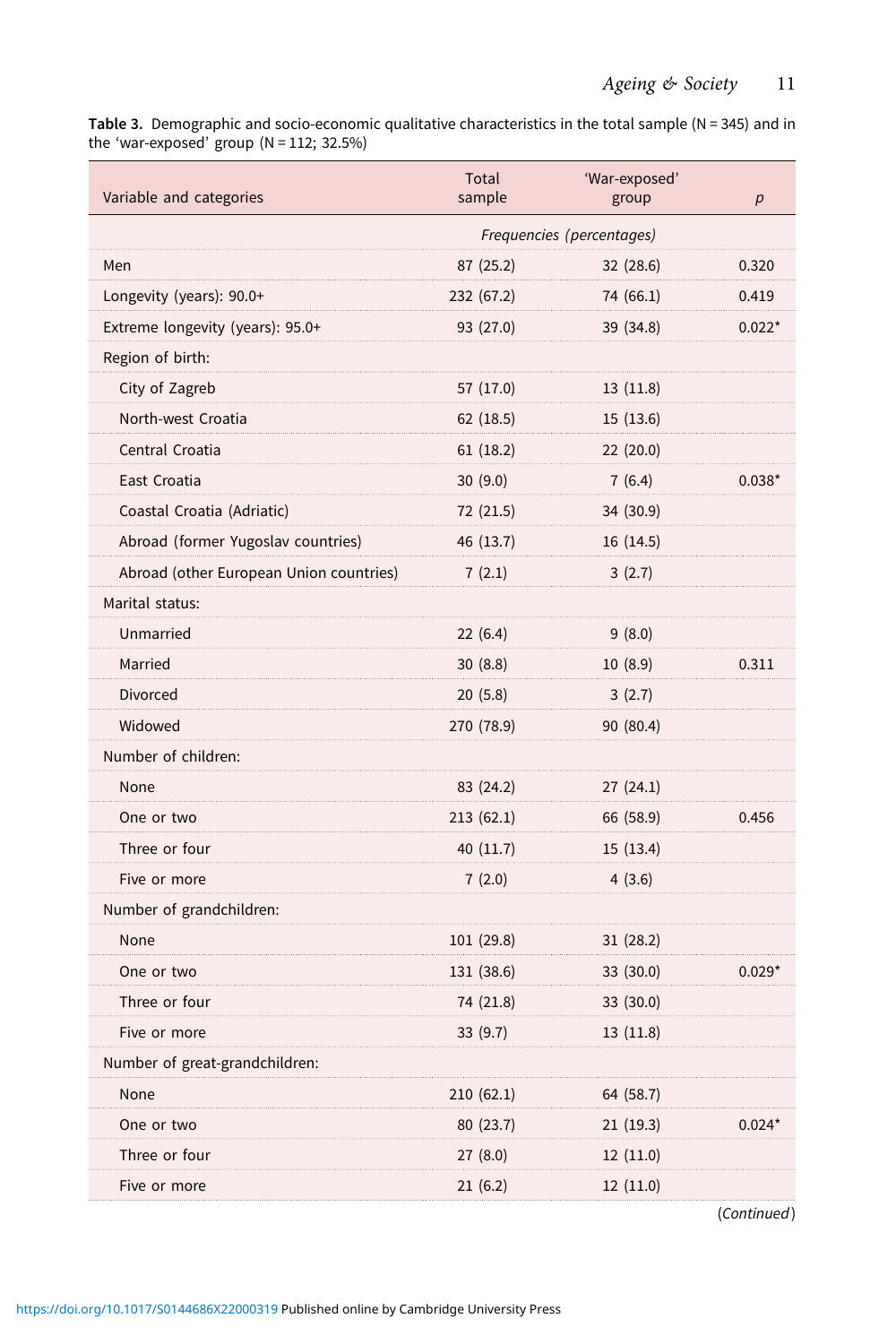**Table 3.** Demographic and socio-economic qualitative characteristics in the total sample (N = 345) and in the 'war-exposed' group (N = 112; 32.5%)

| Variable and categories | Total sample | 'War-exposed' group | *p* |
|---|---|---|---|
| | *Frequencies (percentages)* | | |
| Men | 87 (25.2) | 32 (28.6) | 0.320 |
| Longevity (years): 90.0+ | 232 (67.2) | 74 (66.1) | 0.419 |
| Extreme longevity (years): 95.0+ | 93 (27.0) | 39 (34.8) | 0.022* |
| Region of birth: | | | |
| City of Zagreb | 57 (17.0) | 13 (11.8) | |
| North-west Croatia | 62 (18.5) | 15 (13.6) | |
| Central Croatia | 61 (18.2) | 22 (20.0) | |
| East Croatia | 30 (9.0) | 7 (6.4) | 0.038* |
| Coastal Croatia (Adriatic) | 72 (21.5) | 34 (30.9) | |
| Abroad (former Yugoslav countries) | 46 (13.7) | 16 (14.5) | |
| Abroad (other European Union countries) | 7 (2.1) | 3 (2.7) | |
| Marital status: | | | |
| Unmarried | 22 (6.4) | 9 (8.0) | |
| Married | 30 (8.8) | 10 (8.9) | 0.311 |
| Divorced | 20 (5.8) | 3 (2.7) | |
| Widowed | 270 (78.9) | 90 (80.4) | |
| Number of children: | | | |
| None | 83 (24.2) | 27 (24.1) | |
| One or two | 213 (62.1) | 66 (58.9) | 0.456 |
| Three or four | 40 (11.7) | 15 (13.4) | |
| Five or more | 7 (2.0) | 4 (3.6) | |
| Number of grandchildren: | | | |
| None | 101 (29.8) | 31 (28.2) | |
| One or two | 131 (38.6) | 33 (30.0) | 0.029* |
| Three or four | 74 (21.8) | 33 (30.0) | |
| Five or more | 33 (9.7) | 13 (11.8) | |
| Number of great-grandchildren: | | | |
| None | 210 (62.1) | 64 (58.7) | |
| One or two | 80 (23.7) | 21 (19.3) | 0.024* |
| Three or four | 27 (8.0) | 12 (11.0) | |
| Five or more | 21 (6.2) | 12 (11.0) | |

(*Continued*)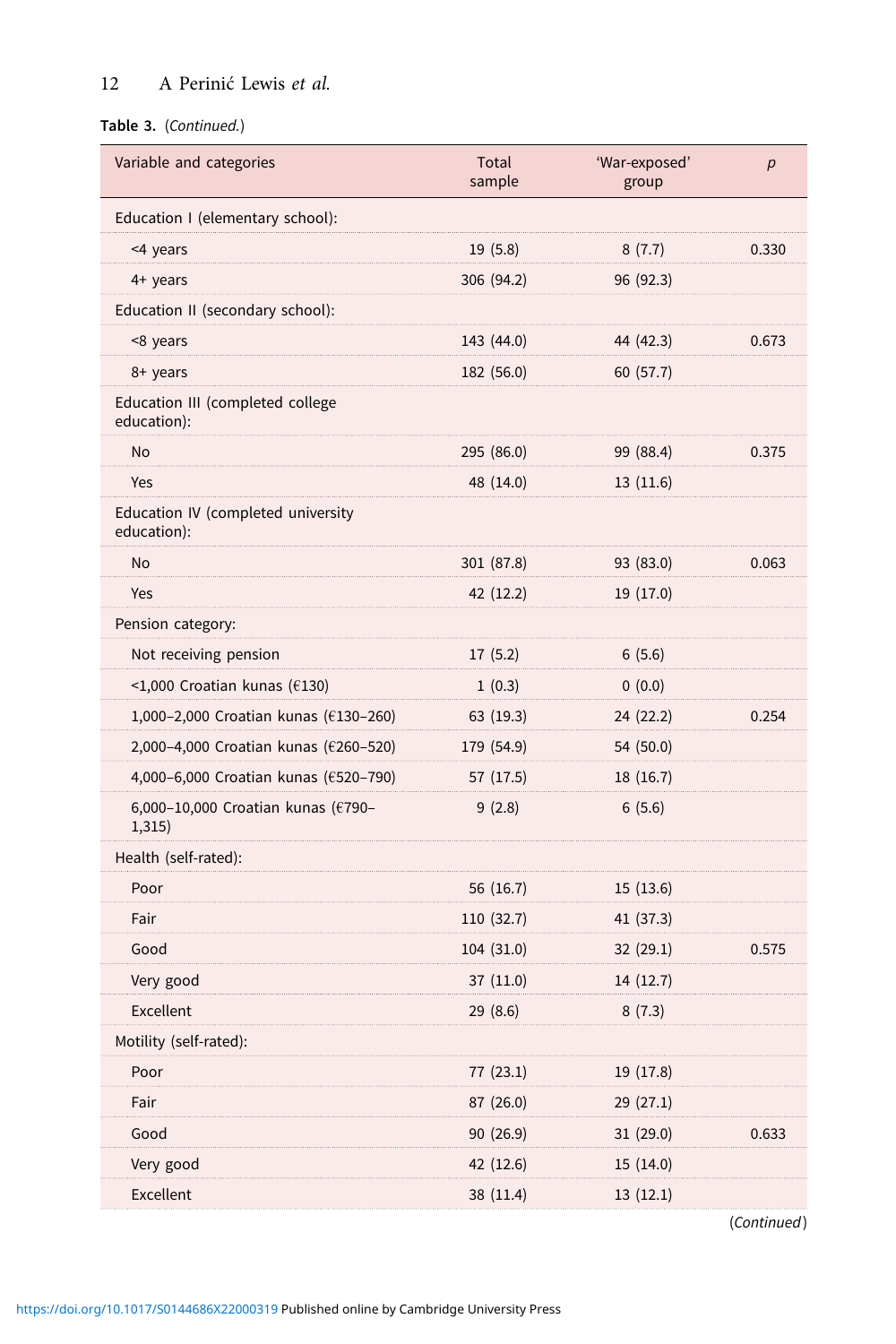**Table 3.** (*Continued.*)

| Variable and categories | Total sample | 'War-exposed' group | *p* |
|---|---|---|---|
| Education I (elementary school): | | | |
| <4 years | 19 (5.8) | 8 (7.7) | 0.330 |
| 4+ years | 306 (94.2) | 96 (92.3) | |
| Education II (secondary school): | | | |
| <8 years | 143 (44.0) | 44 (42.3) | 0.673 |
| 8+ years | 182 (56.0) | 60 (57.7) | |
| Education III (completed college education): | | | |
| No | 295 (86.0) | 99 (88.4) | 0.375 |
| Yes | 48 (14.0) | 13 (11.6) | |
| Education IV (completed university education): | | | |
| No | 301 (87.8) | 93 (83.0) | 0.063 |
| Yes | 42 (12.2) | 19 (17.0) | |
| Pension category: | | | |
| Not receiving pension | 17 (5.2) | 6 (5.6) | |
| <1,000 Croatian kunas (€130) | 1 (0.3) | 0 (0.0) | |
| 1,000–2,000 Croatian kunas (€130–260) | 63 (19.3) | 24 (22.2) | 0.254 |
| 2,000–4,000 Croatian kunas (€260–520) | 179 (54.9) | 54 (50.0) | |
| 4,000–6,000 Croatian kunas (€520–790) | 57 (17.5) | 18 (16.7) | |
| 6,000–10,000 Croatian kunas (€790–1,315) | 9 (2.8) | 6 (5.6) | |
| Health (self-rated): | | | |
| Poor | 56 (16.7) | 15 (13.6) | |
| Fair | 110 (32.7) | 41 (37.3) | |
| Good | 104 (31.0) | 32 (29.1) | 0.575 |
| Very good | 37 (11.0) | 14 (12.7) | |
| Excellent | 29 (8.6) | 8 (7.3) | |
| Motility (self-rated): | | | |
| Poor | 77 (23.1) | 19 (17.8) | |
| Fair | 87 (26.0) | 29 (27.1) | |
| Good | 90 (26.9) | 31 (29.0) | 0.633 |
| Very good | 42 (12.6) | 15 (14.0) | |
| Excellent | 38 (11.4) | 13 (12.1) | |

(*Continued*)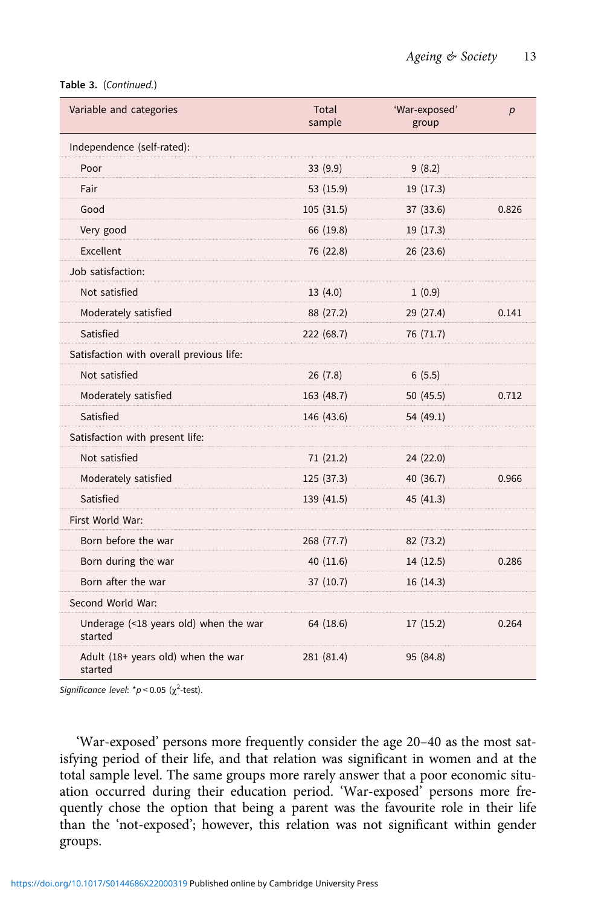Table 3. (*Continued.*)

| Variable and categories | Total sample | 'War-exposed' group | *p* |
|---|---|---|---|
| Independence (self-rated): | | | |
| Poor | 33 (9.9) | 9 (8.2) | |
| Fair | 53 (15.9) | 19 (17.3) | |
| Good | 105 (31.5) | 37 (33.6) | 0.826 |
| Very good | 66 (19.8) | 19 (17.3) | |
| Excellent | 76 (22.8) | 26 (23.6) | |
| Job satisfaction: | | | |
| Not satisfied | 13 (4.0) | 1 (0.9) | |
| Moderately satisfied | 88 (27.2) | 29 (27.4) | 0.141 |
| Satisfied | 222 (68.7) | 76 (71.7) | |
| Satisfaction with overall previous life: | | | |
| Not satisfied | 26 (7.8) | 6 (5.5) | |
| Moderately satisfied | 163 (48.7) | 50 (45.5) | 0.712 |
| Satisfied | 146 (43.6) | 54 (49.1) | |
| Satisfaction with present life: | | | |
| Not satisfied | 71 (21.2) | 24 (22.0) | |
| Moderately satisfied | 125 (37.3) | 40 (36.7) | 0.966 |
| Satisfied | 139 (41.5) | 45 (41.3) | |
| First World War: | | | |
| Born before the war | 268 (77.7) | 82 (73.2) | |
| Born during the war | 40 (11.6) | 14 (12.5) | 0.286 |
| Born after the war | 37 (10.7) | 16 (14.3) | |
| Second World War: | | | |
| Underage (<18 years old) when the war started | 64 (18.6) | 17 (15.2) | 0.264 |
| Adult (18+ years old) when the war started | 281 (81.4) | 95 (84.8) | |

*Significance level*: $^{*}p < 0.05$ ($\chi^2$-test).

'War-exposed' persons more frequently consider the age 20–40 as the most satisfying period of their life, and that relation was significant in women and at the total sample level. The same groups more rarely answer that a poor economic situation occurred during their education period. 'War-exposed' persons more frequently chose the option that being a parent was the favourite role in their life than the 'not-exposed'; however, this relation was not significant within gender groups.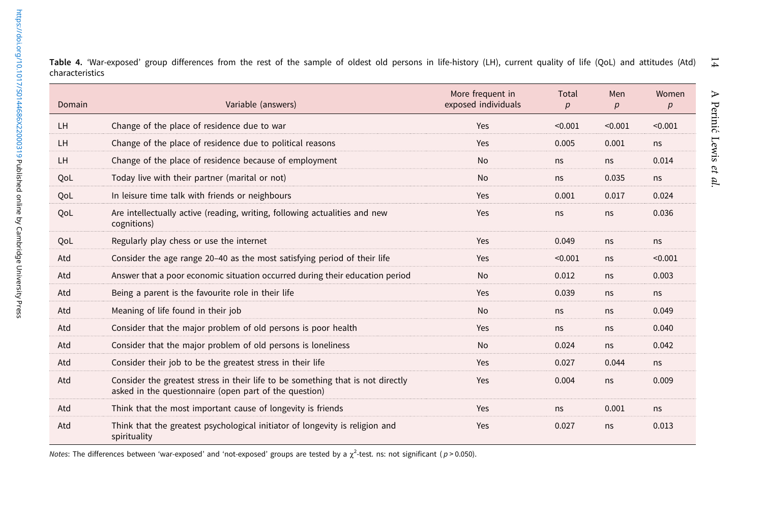**Table 4.** 'War-exposed' group differences from the rest of the sample of oldest old persons in life-history (LH), current quality of life (QoL) and attitudes (Atd) characteristics

| Domain | Variable (answers) | More frequent in exposed individuals | Total *p* | Men *p* | Women *p* |
|---|---|---|---|---|---|
| LH | Change of the place of residence due to war | Yes | <0.001 | <0.001 | <0.001 |
| LH | Change of the place of residence due to political reasons | Yes | 0.005 | 0.001 | ns |
| LH | Change of the place of residence because of employment | No | ns | ns | 0.014 |
| QoL | Today live with their partner (marital or not) | No | ns | 0.035 | ns |
| QoL | In leisure time talk with friends or neighbours | Yes | 0.001 | 0.017 | 0.024 |
| QoL | Are intellectually active (reading, writing, following actualities and new cognitions) | Yes | ns | ns | 0.036 |
| QoL | Regularly play chess or use the internet | Yes | 0.049 | ns | ns |
| Atd | Consider the age range 20–40 as the most satisfying period of their life | Yes | <0.001 | ns | <0.001 |
| Atd | Answer that a poor economic situation occurred during their education period | No | 0.012 | ns | 0.003 |
| Atd | Being a parent is the favourite role in their life | Yes | 0.039 | ns | ns |
| Atd | Meaning of life found in their job | No | ns | ns | 0.049 |
| Atd | Consider that the major problem of old persons is poor health | Yes | ns | ns | 0.040 |
| Atd | Consider that the major problem of old persons is loneliness | No | 0.024 | ns | 0.042 |
| Atd | Consider their job to be the greatest stress in their life | Yes | 0.027 | 0.044 | ns |
| Atd | Consider the greatest stress in their life to be something that is not directly asked in the questionnaire (open part of the question) | Yes | 0.004 | ns | 0.009 |
| Atd | Think that the most important cause of longevity is friends | Yes | ns | 0.001 | ns |
| Atd | Think that the greatest psychological initiator of longevity is religion and spirituality | Yes | 0.027 | ns | 0.013 |

*Notes*: The differences between 'war-exposed' and 'not-exposed' groups are tested by a $\chi^2$-test. ns: not significant ($p > 0.050$).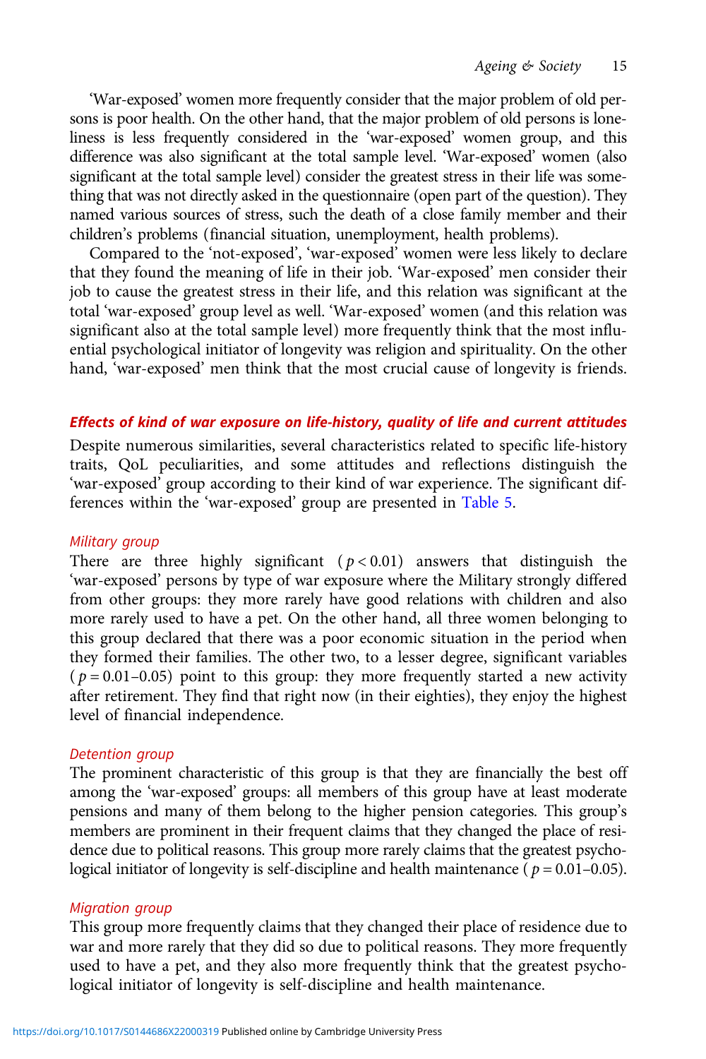'War-exposed' women more frequently consider that the major problem of old persons is poor health. On the other hand, that the major problem of old persons is loneliness is less frequently considered in the 'war-exposed' women group, and this difference was also significant at the total sample level. 'War-exposed' women (also significant at the total sample level) consider the greatest stress in their life was something that was not directly asked in the questionnaire (open part of the question). They named various sources of stress, such the death of a close family member and their children's problems (financial situation, unemployment, health problems).

Compared to the 'not-exposed', 'war-exposed' women were less likely to declare that they found the meaning of life in their job. 'War-exposed' men consider their job to cause the greatest stress in their life, and this relation was significant at the total 'war-exposed' group level as well. 'War-exposed' women (and this relation was significant also at the total sample level) more frequently think that the most influential psychological initiator of longevity was religion and spirituality. On the other hand, 'war-exposed' men think that the most crucial cause of longevity is friends.

## Effects of kind of war exposure on life-history, quality of life and current attitudes

Despite numerous similarities, several characteristics related to specific life-history traits, QoL peculiarities, and some attitudes and reflections distinguish the 'war-exposed' group according to their kind of war experience. The significant differences within the 'war-exposed' group are presented in Table 5.

### Military group

There are three highly significant ($p < 0.01$) answers that distinguish the 'war-exposed' persons by type of war exposure where the Military strongly differed from other groups: they more rarely have good relations with children and also more rarely used to have a pet. On the other hand, all three women belonging to this group declared that there was a poor economic situation in the period when they formed their families. The other two, to a lesser degree, significant variables ($p = 0.01–0.05$) point to this group: they more frequently started a new activity after retirement. They find that right now (in their eighties), they enjoy the highest level of financial independence.

### Detention group

The prominent characteristic of this group is that they are financially the best off among the 'war-exposed' groups: all members of this group have at least moderate pensions and many of them belong to the higher pension categories. This group's members are prominent in their frequent claims that they changed the place of residence due to political reasons. This group more rarely claims that the greatest psychological initiator of longevity is self-discipline and health maintenance ($p = 0.01–0.05$).

### Migration group

This group more frequently claims that they changed their place of residence due to war and more rarely that they did so due to political reasons. They more frequently used to have a pet, and they also more frequently think that the greatest psychological initiator of longevity is self-discipline and health maintenance.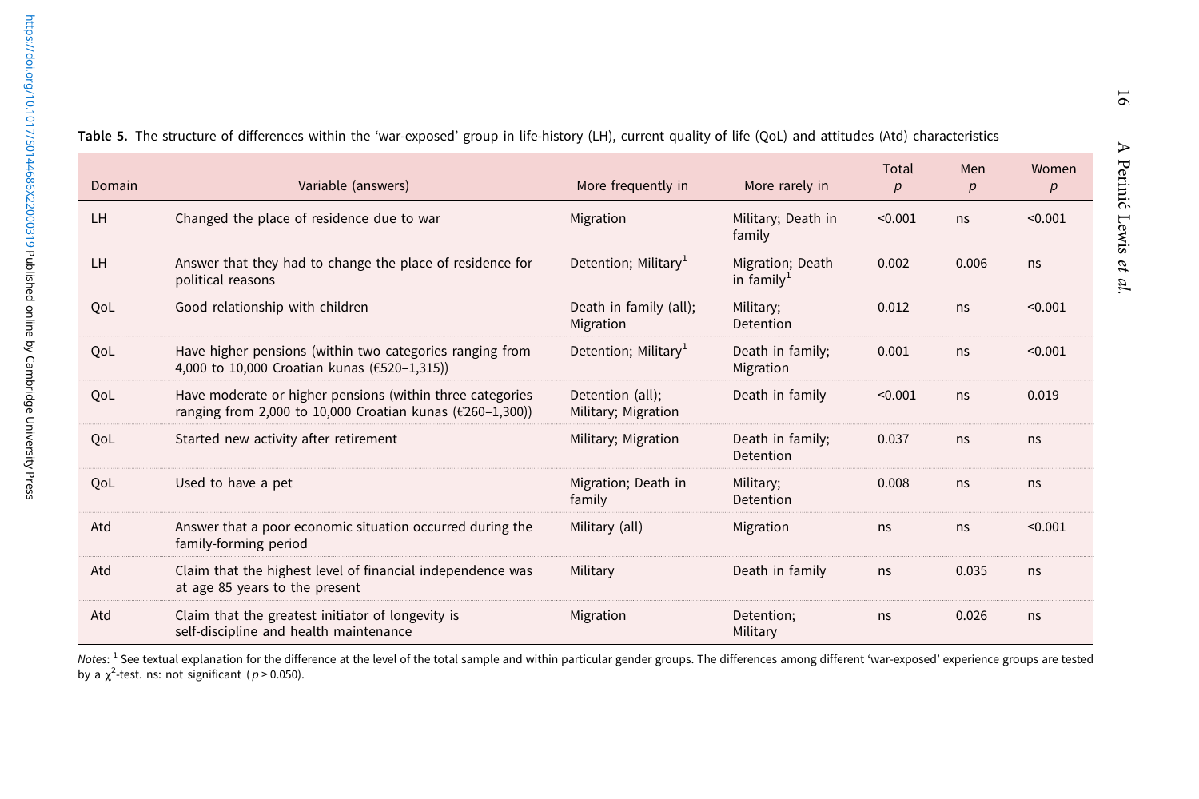**Table 5.** The structure of differences within the 'war-exposed' group in life-history (LH), current quality of life (QoL) and attitudes (Atd) characteristics

| Domain | Variable (answers) | More frequently in | More rarely in | Total $p$ | Men $p$ | Women $p$ |
|---|---|---|---|---|---|---|
| LH | Changed the place of residence due to war | Migration | Military; Death in family | <0.001 | ns | <0.001 |
| LH | Answer that they had to change the place of residence for political reasons | Detention; Military[1] | Migration; Death in family[1] | 0.002 | 0.006 | ns |
| QoL | Good relationship with children | Death in family (all); Migration | Military; Detention | 0.012 | ns | <0.001 |
| QoL | Have higher pensions (within two categories ranging from 4,000 to 10,000 Croatian kunas (€520–1,315)) | Detention; Military[1] | Death in family; Migration | 0.001 | ns | <0.001 |
| QoL | Have moderate or higher pensions (within three categories ranging from 2,000 to 10,000 Croatian kunas (€260–1,300)) | Detention (all); Military; Migration | Death in family | <0.001 | ns | 0.019 |
| QoL | Started new activity after retirement | Military; Migration | Death in family; Detention | 0.037 | ns | ns |
| QoL | Used to have a pet | Migration; Death in family | Military; Detention | 0.008 | ns | ns |
| Atd | Answer that a poor economic situation occurred during the family-forming period | Military (all) | Migration | ns | ns | <0.001 |
| Atd | Claim that the highest level of financial independence was at age 85 years to the present | Military | Death in family | ns | 0.035 | ns |
| Atd | Claim that the greatest initiator of longevity is self-discipline and health maintenance | Migration | Detention; Military | ns | 0.026 | ns |

*Notes*: [1] See textual explanation for the difference at the level of the total sample and within particular gender groups. The differences among different 'war-exposed' experience groups are tested by a $\chi^2$-test. ns: not significant ($p > 0.050$).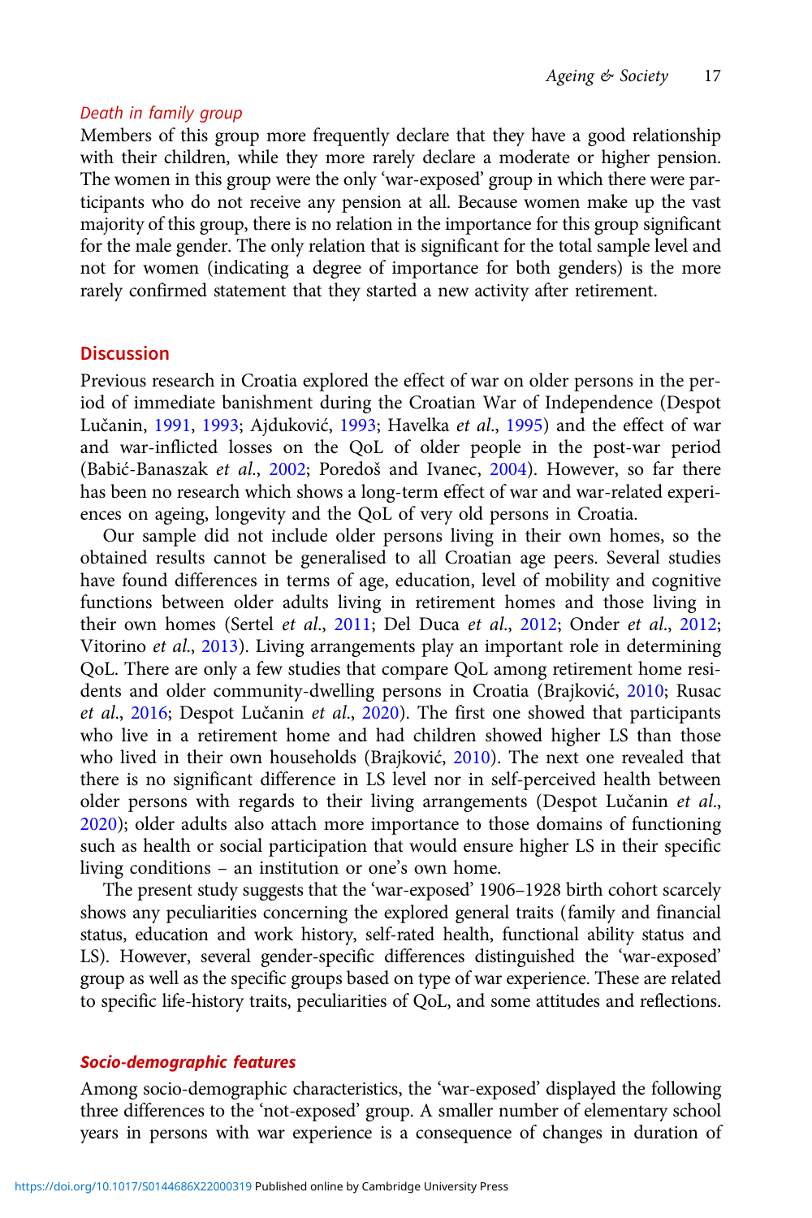*Death in family group*

Members of this group more frequently declare that they have a good relationship with their children, while they more rarely declare a moderate or higher pension. The women in this group were the only 'war-exposed' group in which there were participants who do not receive any pension at all. Because women make up the vast majority of this group, there is no relation in the importance for this group significant for the male gender. The only relation that is significant for the total sample level and not for women (indicating a degree of importance for both genders) is the more rarely confirmed statement that they started a new activity after retirement.

## Discussion

Previous research in Croatia explored the effect of war on older persons in the period of immediate banishment during the Croatian War of Independence (Despot Lučanin, 1991, 1993; Ajduković, 1993; Havelka *et al.*, 1995) and the effect of war and war-inflicted losses on the QoL of older people in the post-war period (Babić-Banaszak *et al.*, 2002; Poredoš and Ivanec, 2004). However, so far there has been no research which shows a long-term effect of war and war-related experiences on ageing, longevity and the QoL of very old persons in Croatia.

Our sample did not include older persons living in their own homes, so the obtained results cannot be generalised to all Croatian age peers. Several studies have found differences in terms of age, education, level of mobility and cognitive functions between older adults living in retirement homes and those living in their own homes (Sertel *et al.*, 2011; Del Duca *et al.*, 2012; Onder *et al.*, 2012; Vitorino *et al.*, 2013). Living arrangements play an important role in determining QoL. There are only a few studies that compare QoL among retirement home residents and older community-dwelling persons in Croatia (Brajković, 2010; Rusac *et al.*, 2016; Despot Lučanin *et al.*, 2020). The first one showed that participants who live in a retirement home and had children showed higher LS than those who lived in their own households (Brajković, 2010). The next one revealed that there is no significant difference in LS level nor in self-perceived health between older persons with regards to their living arrangements (Despot Lučanin *et al.*, 2020); older adults also attach more importance to those domains of functioning such as health or social participation that would ensure higher LS in their specific living conditions – an institution or one's own home.

The present study suggests that the 'war-exposed' 1906–1928 birth cohort scarcely shows any peculiarities concerning the explored general traits (family and financial status, education and work history, self-rated health, functional ability status and LS). However, several gender-specific differences distinguished the 'war-exposed' group as well as the specific groups based on type of war experience. These are related to specific life-history traits, peculiarities of QoL, and some attitudes and reflections.

### *Socio-demographic features*

Among socio-demographic characteristics, the 'war-exposed' displayed the following three differences to the 'not-exposed' group. A smaller number of elementary school years in persons with war experience is a consequence of changes in duration of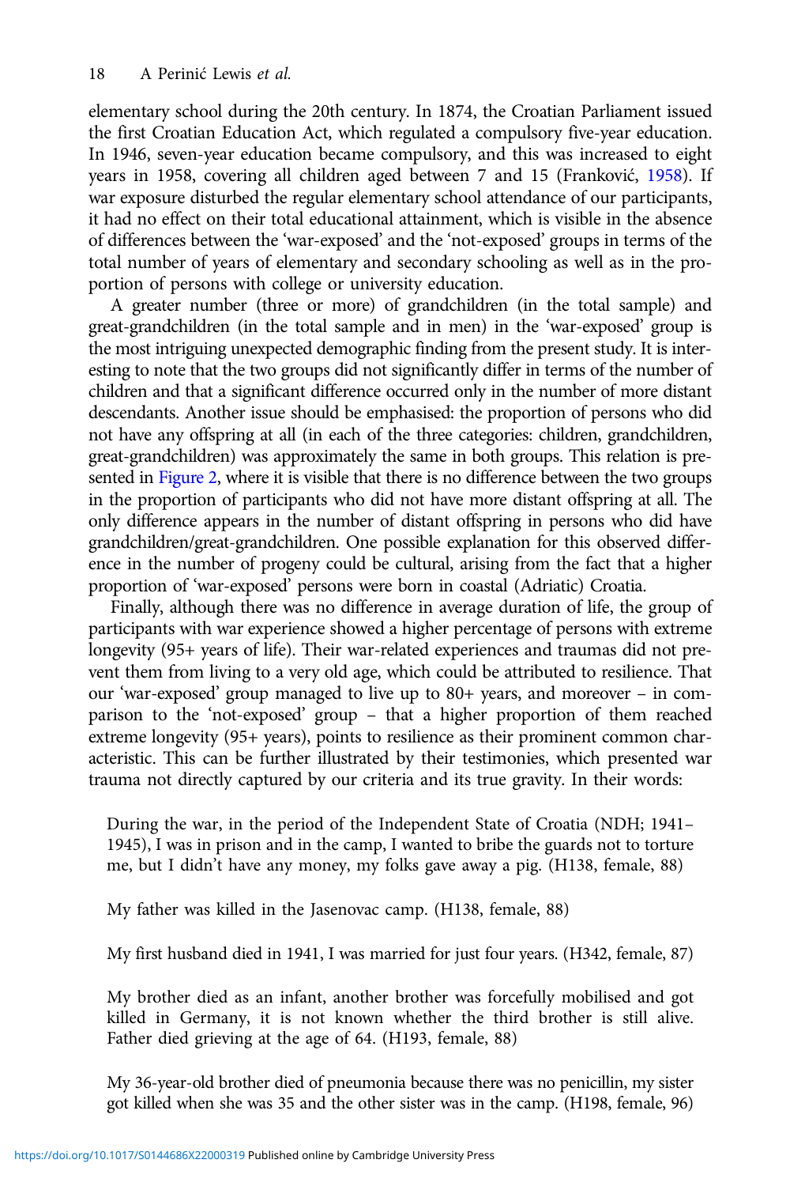elementary school during the 20th century. In 1874, the Croatian Parliament issued the first Croatian Education Act, which regulated a compulsory five-year education. In 1946, seven-year education became compulsory, and this was increased to eight years in 1958, covering all children aged between 7 and 15 (Franković, 1958). If war exposure disturbed the regular elementary school attendance of our participants, it had no effect on their total educational attainment, which is visible in the absence of differences between the 'war-exposed' and the 'not-exposed' groups in terms of the total number of years of elementary and secondary schooling as well as in the proportion of persons with college or university education.

A greater number (three or more) of grandchildren (in the total sample) and great-grandchildren (in the total sample and in men) in the 'war-exposed' group is the most intriguing unexpected demographic finding from the present study. It is interesting to note that the two groups did not significantly differ in terms of the number of children and that a significant difference occurred only in the number of more distant descendants. Another issue should be emphasised: the proportion of persons who did not have any offspring at all (in each of the three categories: children, grandchildren, great-grandchildren) was approximately the same in both groups. This relation is presented in Figure 2, where it is visible that there is no difference between the two groups in the proportion of participants who did not have more distant offspring at all. The only difference appears in the number of distant offspring in persons who did have grandchildren/great-grandchildren. One possible explanation for this observed difference in the number of progeny could be cultural, arising from the fact that a higher proportion of 'war-exposed' persons were born in coastal (Adriatic) Croatia.

Finally, although there was no difference in average duration of life, the group of participants with war experience showed a higher percentage of persons with extreme longevity (95+ years of life). Their war-related experiences and traumas did not prevent them from living to a very old age, which could be attributed to resilience. That our 'war-exposed' group managed to live up to 80+ years, and moreover – in comparison to the 'not-exposed' group – that a higher proportion of them reached extreme longevity (95+ years), points to resilience as their prominent common characteristic. This can be further illustrated by their testimonies, which presented war trauma not directly captured by our criteria and its true gravity. In their words:

> During the war, in the period of the Independent State of Croatia (NDH; 1941–1945), I was in prison and in the camp, I wanted to bribe the guards not to torture me, but I didn't have any money, my folks gave away a pig. (H138, female, 88)

> My father was killed in the Jasenovac camp. (H138, female, 88)

> My first husband died in 1941, I was married for just four years. (H342, female, 87)

> My brother died as an infant, another brother was forcefully mobilised and got killed in Germany, it is not known whether the third brother is still alive. Father died grieving at the age of 64. (H193, female, 88)

> My 36-year-old brother died of pneumonia because there was no penicillin, my sister got killed when she was 35 and the other sister was in the camp. (H198, female, 96)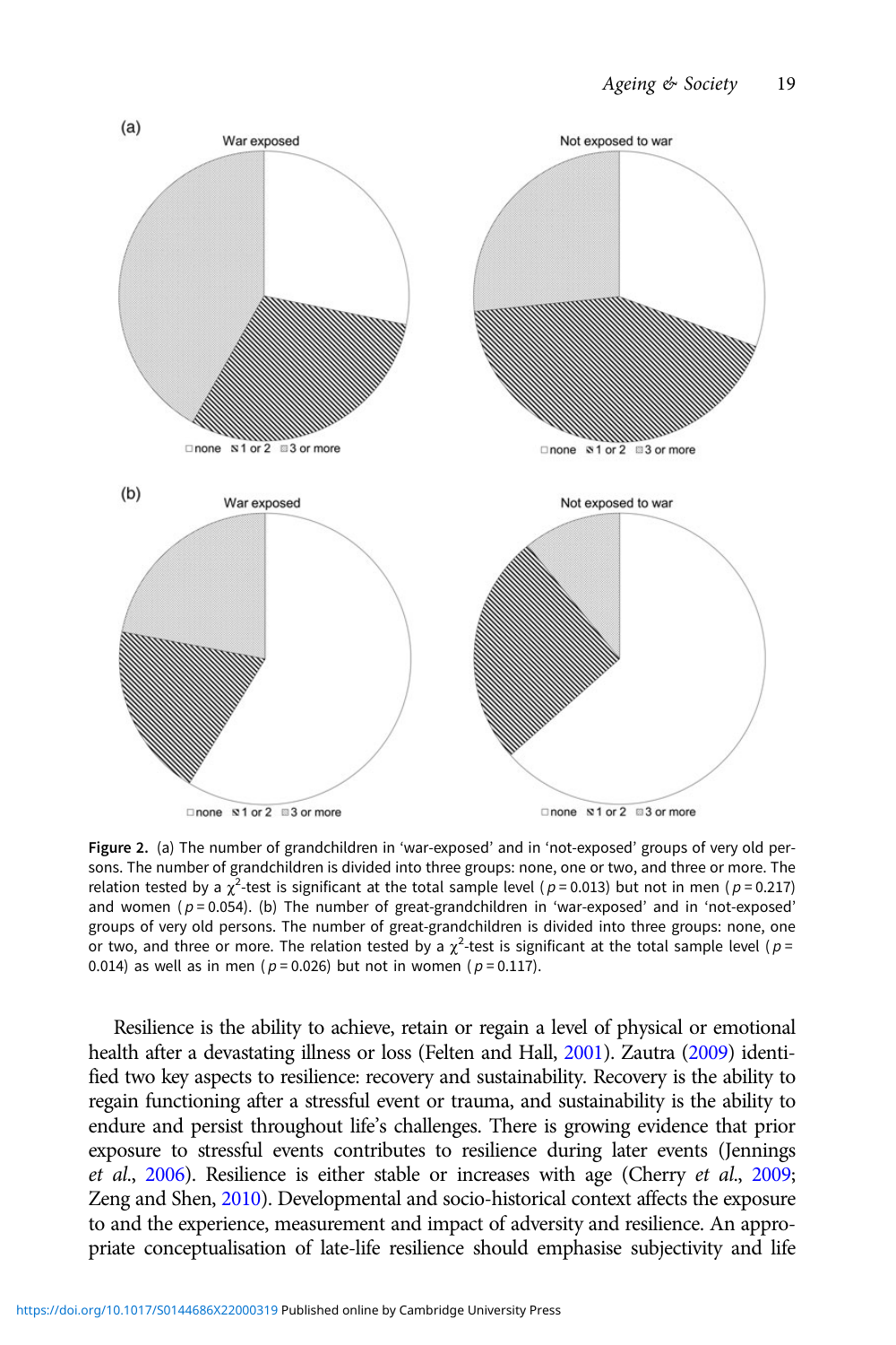**Figure 2.** (a) The number of grandchildren in 'war-exposed' and in 'not-exposed' groups of very old persons. The number of grandchildren is divided into three groups: none, one or two, and three or more. The relation tested by a $\chi^2$-test is significant at the total sample level ($p = 0.013$) but not in men ($p = 0.217$) and women ($p = 0.054$). (b) The number of great-grandchildren in 'war-exposed' and in 'not-exposed' groups of very old persons. The number of great-grandchildren is divided into three groups: none, one or two, and three or more. The relation tested by a $\chi^2$-test is significant at the total sample level ($p = 0.014$) as well as in men ($p = 0.026$) but not in women ($p = 0.117$).

Resilience is the ability to achieve, retain or regain a level of physical or emotional health after a devastating illness or loss (Felten and Hall, 2001). Zautra (2009) identified two key aspects to resilience: recovery and sustainability. Recovery is the ability to regain functioning after a stressful event or trauma, and sustainability is the ability to endure and persist throughout life's challenges. There is growing evidence that prior exposure to stressful events contributes to resilience during later events (Jennings *et al.*, 2006). Resilience is either stable or increases with age (Cherry *et al.*, 2009; Zeng and Shen, 2010). Developmental and socio-historical context affects the exposure to and the experience, measurement and impact of adversity and resilience. An appropriate conceptualisation of late-life resilience should emphasise subjectivity and life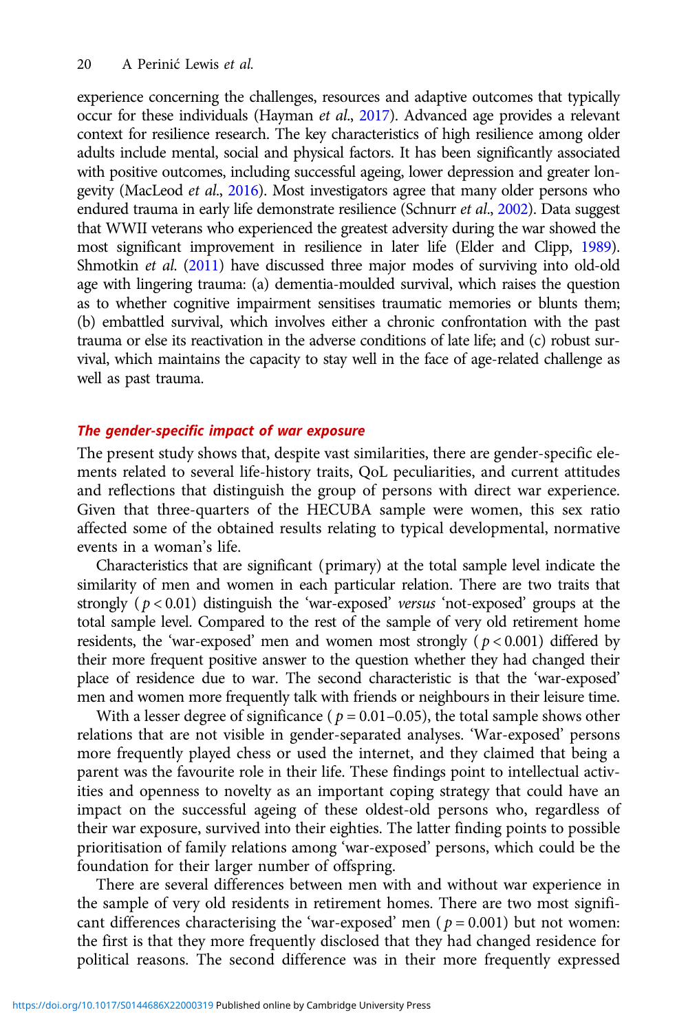experience concerning the challenges, resources and adaptive outcomes that typically occur for these individuals (Hayman *et al.*, 2017). Advanced age provides a relevant context for resilience research. The key characteristics of high resilience among older adults include mental, social and physical factors. It has been significantly associated with positive outcomes, including successful ageing, lower depression and greater longevity (MacLeod *et al.*, 2016). Most investigators agree that many older persons who endured trauma in early life demonstrate resilience (Schnurr *et al.*, 2002). Data suggest that WWII veterans who experienced the greatest adversity during the war showed the most significant improvement in resilience in later life (Elder and Clipp, 1989). Shmotkin *et al.* (2011) have discussed three major modes of surviving into old-old age with lingering trauma: (a) dementia-moulded survival, which raises the question as to whether cognitive impairment sensitises traumatic memories or blunts them; (b) embattled survival, which involves either a chronic confrontation with the past trauma or else its reactivation in the adverse conditions of late life; and (c) robust survival, which maintains the capacity to stay well in the face of age-related challenge as well as past trauma.

### *The gender-specific impact of war exposure*

The present study shows that, despite vast similarities, there are gender-specific elements related to several life-history traits, QoL peculiarities, and current attitudes and reflections that distinguish the group of persons with direct war experience. Given that three-quarters of the HECUBA sample were women, this sex ratio affected some of the obtained results relating to typical developmental, normative events in a woman's life.

Characteristics that are significant (primary) at the total sample level indicate the similarity of men and women in each particular relation. There are two traits that strongly ($p < 0.01$) distinguish the 'war-exposed' *versus* 'not-exposed' groups at the total sample level. Compared to the rest of the sample of very old retirement home residents, the 'war-exposed' men and women most strongly ($p < 0.001$) differed by their more frequent positive answer to the question whether they had changed their place of residence due to war. The second characteristic is that the 'war-exposed' men and women more frequently talk with friends or neighbours in their leisure time.

With a lesser degree of significance ($p = 0.01–0.05$), the total sample shows other relations that are not visible in gender-separated analyses. 'War-exposed' persons more frequently played chess or used the internet, and they claimed that being a parent was the favourite role in their life. These findings point to intellectual activities and openness to novelty as an important coping strategy that could have an impact on the successful ageing of these oldest-old persons who, regardless of their war exposure, survived into their eighties. The latter finding points to possible prioritisation of family relations among 'war-exposed' persons, which could be the foundation for their larger number of offspring.

There are several differences between men with and without war experience in the sample of very old residents in retirement homes. There are two most significant differences characterising the 'war-exposed' men ($p = 0.001$) but not women: the first is that they more frequently disclosed that they had changed residence for political reasons. The second difference was in their more frequently expressed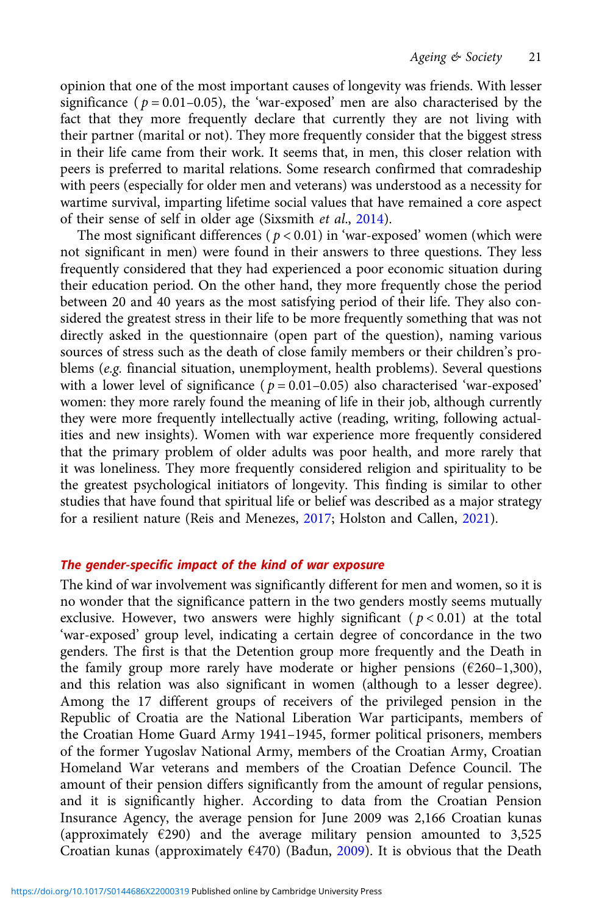opinion that one of the most important causes of longevity was friends. With lesser significance ($p = 0.01–0.05$), the 'war-exposed' men are also characterised by the fact that they more frequently declare that currently they are not living with their partner (marital or not). They more frequently consider that the biggest stress in their life came from their work. It seems that, in men, this closer relation with peers is preferred to marital relations. Some research confirmed that comradeship with peers (especially for older men and veterans) was understood as a necessity for wartime survival, imparting lifetime social values that have remained a core aspect of their sense of self in older age (Sixsmith *et al.*, 2014).

The most significant differences ($p < 0.01$) in 'war-exposed' women (which were not significant in men) were found in their answers to three questions. They less frequently considered that they had experienced a poor economic situation during their education period. On the other hand, they more frequently chose the period between 20 and 40 years as the most satisfying period of their life. They also considered the greatest stress in their life to be more frequently something that was not directly asked in the questionnaire (open part of the question), naming various sources of stress such as the death of close family members or their children's problems (*e.g.* financial situation, unemployment, health problems). Several questions with a lower level of significance ($p = 0.01–0.05$) also characterised 'war-exposed' women: they more rarely found the meaning of life in their job, although currently they were more frequently intellectually active (reading, writing, following actualities and new insights). Women with war experience more frequently considered that the primary problem of older adults was poor health, and more rarely that it was loneliness. They more frequently considered religion and spirituality to be the greatest psychological initiators of longevity. This finding is similar to other studies that have found that spiritual life or belief was described as a major strategy for a resilient nature (Reis and Menezes, 2017; Holston and Callen, 2021).

### *The gender-specific impact of the kind of war exposure*

The kind of war involvement was significantly different for men and women, so it is no wonder that the significance pattern in the two genders mostly seems mutually exclusive. However, two answers were highly significant ($p < 0.01$) at the total 'war-exposed' group level, indicating a certain degree of concordance in the two genders. The first is that the Detention group more frequently and the Death in the family group more rarely have moderate or higher pensions (€260–1,300), and this relation was also significant in women (although to a lesser degree). Among the 17 different groups of receivers of the privileged pension in the Republic of Croatia are the National Liberation War participants, members of the Croatian Home Guard Army 1941–1945, former political prisoners, members of the former Yugoslav National Army, members of the Croatian Army, Croatian Homeland War veterans and members of the Croatian Defence Council. The amount of their pension differs significantly from the amount of regular pensions, and it is significantly higher. According to data from the Croatian Pension Insurance Agency, the average pension for June 2009 was 2,166 Croatian kunas (approximately €290) and the average military pension amounted to 3,525 Croatian kunas (approximately €470) (Bađun, 2009). It is obvious that the Death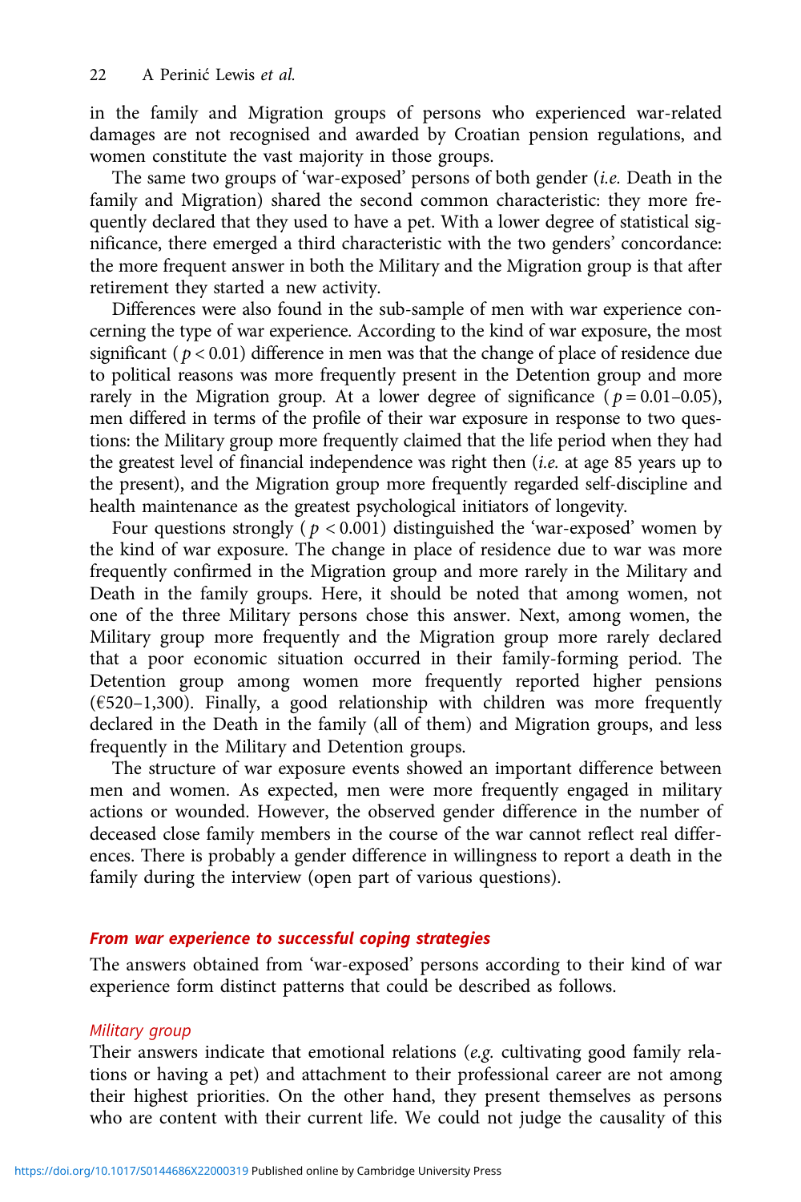in the family and Migration groups of persons who experienced war-related damages are not recognised and awarded by Croatian pension regulations, and women constitute the vast majority in those groups.

The same two groups of 'war-exposed' persons of both gender (*i.e.* Death in the family and Migration) shared the second common characteristic: they more frequently declared that they used to have a pet. With a lower degree of statistical significance, there emerged a third characteristic with the two genders' concordance: the more frequent answer in both the Military and the Migration group is that after retirement they started a new activity.

Differences were also found in the sub-sample of men with war experience concerning the type of war experience. According to the kind of war exposure, the most significant ($p < 0.01$) difference in men was that the change of place of residence due to political reasons was more frequently present in the Detention group and more rarely in the Migration group. At a lower degree of significance ($p = 0.01–0.05$), men differed in terms of the profile of their war exposure in response to two questions: the Military group more frequently claimed that the life period when they had the greatest level of financial independence was right then (*i.e.* at age 85 years up to the present), and the Migration group more frequently regarded self-discipline and health maintenance as the greatest psychological initiators of longevity.

Four questions strongly ($p < 0.001$) distinguished the 'war-exposed' women by the kind of war exposure. The change in place of residence due to war was more frequently confirmed in the Migration group and more rarely in the Military and Death in the family groups. Here, it should be noted that among women, not one of the three Military persons chose this answer. Next, among women, the Military group more frequently and the Migration group more rarely declared that a poor economic situation occurred in their family-forming period. The Detention group among women more frequently reported higher pensions (€520–1,300). Finally, a good relationship with children was more frequently declared in the Death in the family (all of them) and Migration groups, and less frequently in the Military and Detention groups.

The structure of war exposure events showed an important difference between men and women. As expected, men were more frequently engaged in military actions or wounded. However, the observed gender difference in the number of deceased close family members in the course of the war cannot reflect real differences. There is probably a gender difference in willingness to report a death in the family during the interview (open part of various questions).

### From war experience to successful coping strategies

The answers obtained from 'war-exposed' persons according to their kind of war experience form distinct patterns that could be described as follows.

#### Military group

Their answers indicate that emotional relations (*e.g.* cultivating good family relations or having a pet) and attachment to their professional career are not among their highest priorities. On the other hand, they present themselves as persons who are content with their current life. We could not judge the causality of this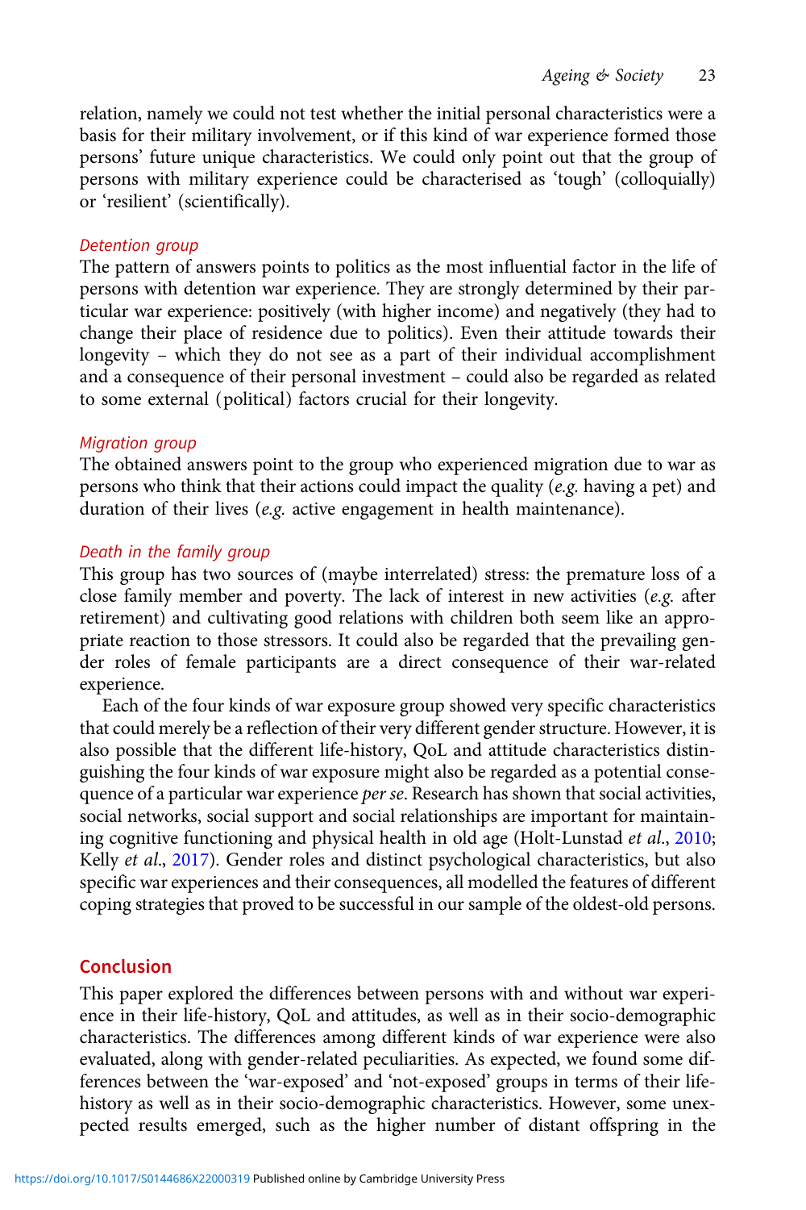relation, namely we could not test whether the initial personal characteristics were a basis for their military involvement, or if this kind of war experience formed those persons' future unique characteristics. We could only point out that the group of persons with military experience could be characterised as 'tough' (colloquially) or 'resilient' (scientifically).

#### *Detention group*

The pattern of answers points to politics as the most influential factor in the life of persons with detention war experience. They are strongly determined by their particular war experience: positively (with higher income) and negatively (they had to change their place of residence due to politics). Even their attitude towards their longevity – which they do not see as a part of their individual accomplishment and a consequence of their personal investment – could also be regarded as related to some external (political) factors crucial for their longevity.

#### *Migration group*

The obtained answers point to the group who experienced migration due to war as persons who think that their actions could impact the quality (*e.g.* having a pet) and duration of their lives (*e.g.* active engagement in health maintenance).

#### *Death in the family group*

This group has two sources of (maybe interrelated) stress: the premature loss of a close family member and poverty. The lack of interest in new activities (*e.g.* after retirement) and cultivating good relations with children both seem like an appropriate reaction to those stressors. It could also be regarded that the prevailing gender roles of female participants are a direct consequence of their war-related experience.

Each of the four kinds of war exposure group showed very specific characteristics that could merely be a reflection of their very different gender structure. However, it is also possible that the different life-history, QoL and attitude characteristics distinguishing the four kinds of war exposure might also be regarded as a potential consequence of a particular war experience *per se*. Research has shown that social activities, social networks, social support and social relationships are important for maintaining cognitive functioning and physical health in old age (Holt-Lunstad *et al.*, 2010; Kelly *et al.*, 2017). Gender roles and distinct psychological characteristics, but also specific war experiences and their consequences, all modelled the features of different coping strategies that proved to be successful in our sample of the oldest-old persons.

## Conclusion

This paper explored the differences between persons with and without war experience in their life-history, QoL and attitudes, as well as in their socio-demographic characteristics. The differences among different kinds of war experience were also evaluated, along with gender-related peculiarities. As expected, we found some differences between the 'war-exposed' and 'not-exposed' groups in terms of their life-history as well as in their socio-demographic characteristics. However, some unexpected results emerged, such as the higher number of distant offspring in the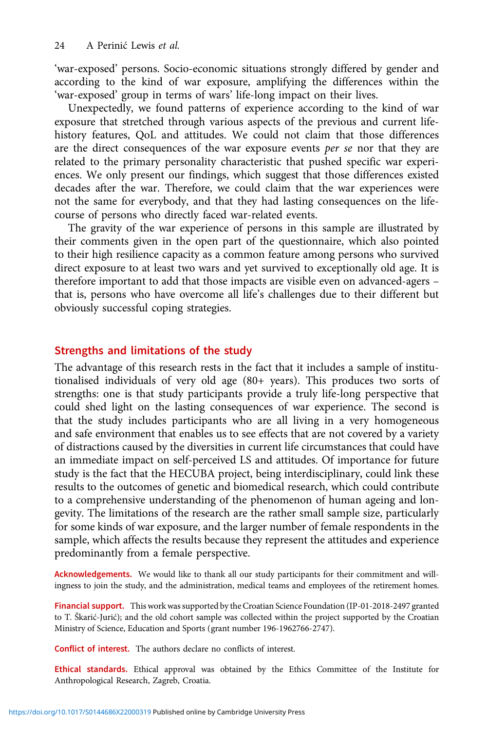'war-exposed' persons. Socio-economic situations strongly differed by gender and according to the kind of war exposure, amplifying the differences within the 'war-exposed' group in terms of wars' life-long impact on their lives.

Unexpectedly, we found patterns of experience according to the kind of war exposure that stretched through various aspects of the previous and current life-history features, QoL and attitudes. We could not claim that those differences are the direct consequences of the war exposure events *per se* nor that they are related to the primary personality characteristic that pushed specific war experiences. We only present our findings, which suggest that those differences existed decades after the war. Therefore, we could claim that the war experiences were not the same for everybody, and that they had lasting consequences on the life-course of persons who directly faced war-related events.

The gravity of the war experience of persons in this sample are illustrated by their comments given in the open part of the questionnaire, which also pointed to their high resilience capacity as a common feature among persons who survived direct exposure to at least two wars and yet survived to exceptionally old age. It is therefore important to add that those impacts are visible even on advanced-agers – that is, persons who have overcome all life's challenges due to their different but obviously successful coping strategies.

## Strengths and limitations of the study

The advantage of this research rests in the fact that it includes a sample of institutionalised individuals of very old age (80+ years). This produces two sorts of strengths: one is that study participants provide a truly life-long perspective that could shed light on the lasting consequences of war experience. The second is that the study includes participants who are all living in a very homogeneous and safe environment that enables us to see effects that are not covered by a variety of distractions caused by the diversities in current life circumstances that could have an immediate impact on self-perceived LS and attitudes. Of importance for future study is the fact that the HECUBA project, being interdisciplinary, could link these results to the outcomes of genetic and biomedical research, which could contribute to a comprehensive understanding of the phenomenon of human ageing and longevity. The limitations of the research are the rather small sample size, particularly for some kinds of war exposure, and the larger number of female respondents in the sample, which affects the results because they represent the attitudes and experience predominantly from a female perspective.

**Acknowledgements.** We would like to thank all our study participants for their commitment and willingness to join the study, and the administration, medical teams and employees of the retirement homes.

**Financial support.** This work was supported by the Croatian Science Foundation (IP-01-2018-2497 granted to T. Škarić-Jurić); and the old cohort sample was collected within the project supported by the Croatian Ministry of Science, Education and Sports (grant number 196-1962766-2747).

**Conflict of interest.** The authors declare no conflicts of interest.

**Ethical standards.** Ethical approval was obtained by the Ethics Committee of the Institute for Anthropological Research, Zagreb, Croatia.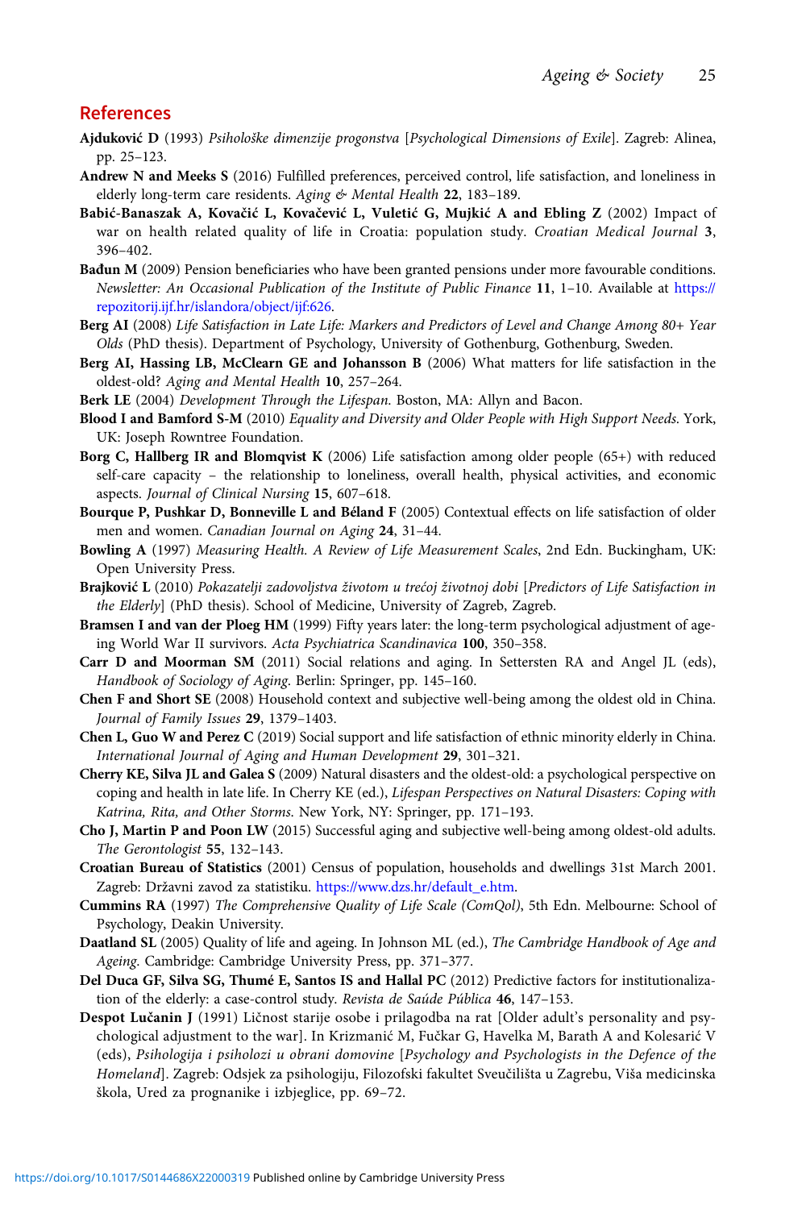## References

**Ajduković D** (1993) *Psihološke dimenzije progonstva* [*Psychological Dimensions of Exile*]. Zagreb: Alinea, pp. 25–123.

**Andrew N and Meeks S** (2016) Fulfilled preferences, perceived control, life satisfaction, and loneliness in elderly long-term care residents. *Aging & Mental Health* **22**, 183–189.

**Babić-Banaszak A, Kovačić L, Kovačević L, Vuletić G, Mujkić A and Ebling Z** (2002) Impact of war on health related quality of life in Croatia: population study. *Croatian Medical Journal* **3**, 396–402.

**Bađun M** (2009) Pension beneficiaries who have been granted pensions under more favourable conditions. *Newsletter: An Occasional Publication of the Institute of Public Finance* **11**, 1–10. Available at https://repozitorij.ijf.hr/islandora/object/ijf:626.

**Berg AI** (2008) *Life Satisfaction in Late Life: Markers and Predictors of Level and Change Among 80+ Year Olds* (PhD thesis). Department of Psychology, University of Gothenburg, Gothenburg, Sweden.

**Berg AI, Hassing LB, McClearn GE and Johansson B** (2006) What matters for life satisfaction in the oldest-old? *Aging and Mental Health* **10**, 257–264.

**Berk LE** (2004) *Development Through the Lifespan*. Boston, MA: Allyn and Bacon.

**Blood I and Bamford S-M** (2010) *Equality and Diversity and Older People with High Support Needs*. York, UK: Joseph Rowntree Foundation.

**Borg C, Hallberg IR and Blomqvist K** (2006) Life satisfaction among older people (65+) with reduced self-care capacity – the relationship to loneliness, overall health, physical activities, and economic aspects. *Journal of Clinical Nursing* **15**, 607–618.

**Bourque P, Pushkar D, Bonneville L and Béland F** (2005) Contextual effects on life satisfaction of older men and women. *Canadian Journal on Aging* **24**, 31–44.

**Bowling A** (1997) *Measuring Health. A Review of Life Measurement Scales*, 2nd Edn. Buckingham, UK: Open University Press.

**Brajković L** (2010) *Pokazatelji zadovoljstva životom u trećoj životnoj dobi* [*Predictors of Life Satisfaction in the Elderly*] (PhD thesis). School of Medicine, University of Zagreb, Zagreb.

**Bramsen I and van der Ploeg HM** (1999) Fifty years later: the long-term psychological adjustment of ageing World War II survivors. *Acta Psychiatrica Scandinavica* **100**, 350–358.

**Carr D and Moorman SM** (2011) Social relations and aging. In Settersten RA and Angel JL (eds), *Handbook of Sociology of Aging*. Berlin: Springer, pp. 145–160.

**Chen F and Short SE** (2008) Household context and subjective well-being among the oldest old in China. *Journal of Family Issues* **29**, 1379–1403.

**Chen L, Guo W and Perez C** (2019) Social support and life satisfaction of ethnic minority elderly in China. *International Journal of Aging and Human Development* **29**, 301–321.

**Cherry KE, Silva JL and Galea S** (2009) Natural disasters and the oldest-old: a psychological perspective on coping and health in late life. In Cherry KE (ed.), *Lifespan Perspectives on Natural Disasters: Coping with Katrina, Rita, and Other Storms*. New York, NY: Springer, pp. 171–193.

**Cho J, Martin P and Poon LW** (2015) Successful aging and subjective well-being among oldest-old adults. *The Gerontologist* **55**, 132–143.

**Croatian Bureau of Statistics** (2001) Census of population, households and dwellings 31st March 2001. Zagreb: Državni zavod za statistiku. https://www.dzs.hr/default_e.htm.

**Cummins RA** (1997) *The Comprehensive Quality of Life Scale (ComQol)*, 5th Edn. Melbourne: School of Psychology, Deakin University.

**Daatland SL** (2005) Quality of life and ageing. In Johnson ML (ed.), *The Cambridge Handbook of Age and Ageing*. Cambridge: Cambridge University Press, pp. 371–377.

**Del Duca GF, Silva SG, Thumé E, Santos IS and Hallal PC** (2012) Predictive factors for institutionalization of the elderly: a case-control study. *Revista de Saúde Pública* **46**, 147–153.

**Despot Lučanin J** (1991) Ličnost starije osobe i prilagodba na rat [Older adult's personality and psychological adjustment to the war]. In Krizmanić M, Fučkar G, Havelka M, Barath A and Kolesarić V (eds), *Psihologija i psiholozi u obrani domovine* [*Psychology and Psychologists in the Defence of the Homeland*]. Zagreb: Odsjek za psihologiju, Filozofski fakultet Sveučilišta u Zagrebu, Viša medicinska škola, Ured za prognanike i izbjeglice, pp. 69–72.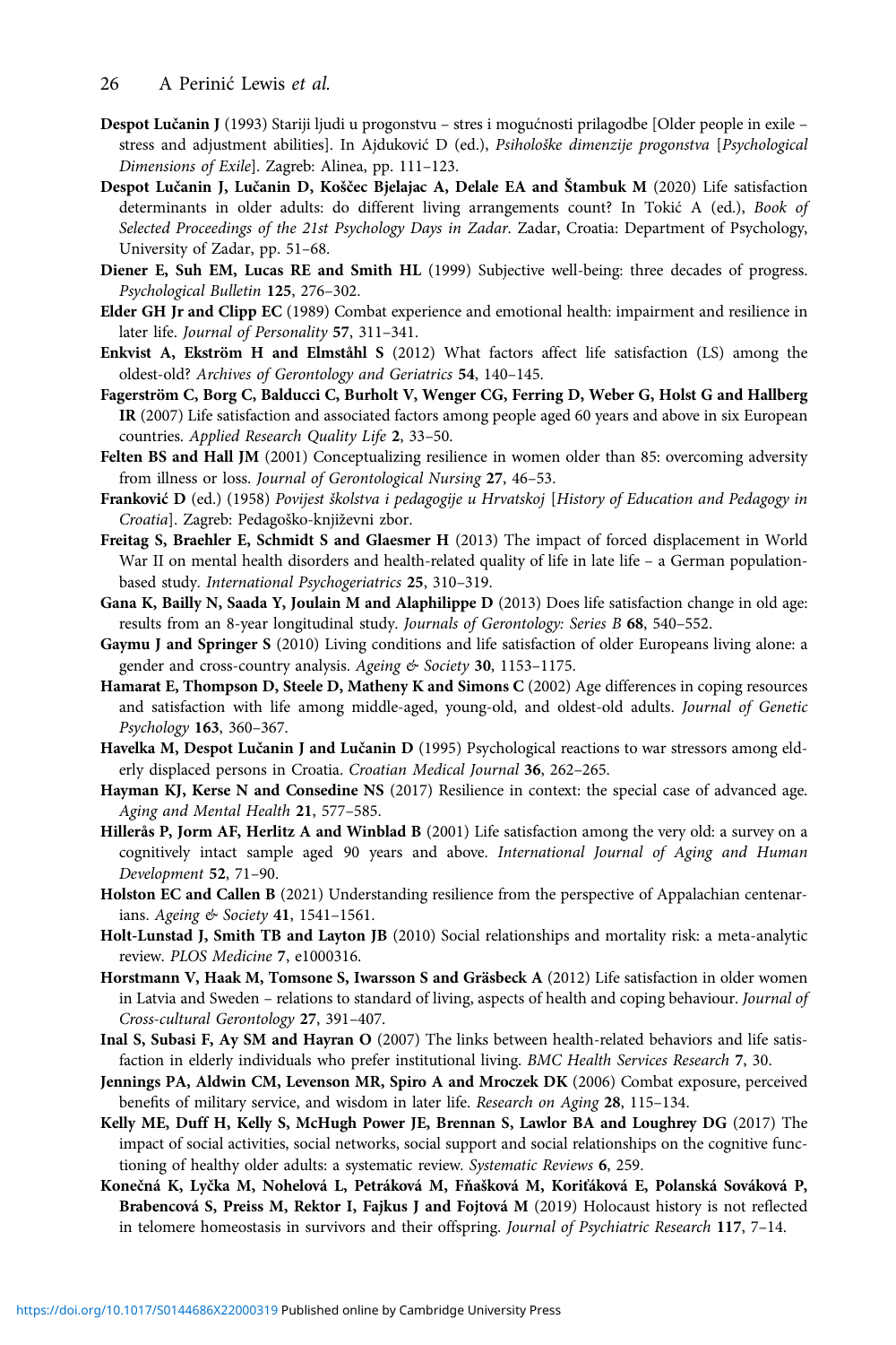**Despot Lučanin J** (1993) Stariji ljudi u progonstvu – stres i mogućnosti prilagodbe [Older people in exile – stress and adjustment abilities]. In Ajduković D (ed.), *Psihološke dimenzije progonstva* [*Psychological Dimensions of Exile*]. Zagreb: Alinea, pp. 111–123.

**Despot Lučanin J, Lučanin D, Koščec Bjelajac A, Delale EA and Štambuk M** (2020) Life satisfaction determinants in older adults: do different living arrangements count? In Tokić A (ed.), *Book of Selected Proceedings of the 21st Psychology Days in Zadar*. Zadar, Croatia: Department of Psychology, University of Zadar, pp. 51–68.

**Diener E, Suh EM, Lucas RE and Smith HL** (1999) Subjective well-being: three decades of progress. *Psychological Bulletin* **125**, 276–302.

**Elder GH Jr and Clipp EC** (1989) Combat experience and emotional health: impairment and resilience in later life. *Journal of Personality* **57**, 311–341.

**Enkvist A, Ekström H and Elmståhl S** (2012) What factors affect life satisfaction (LS) among the oldest-old? *Archives of Gerontology and Geriatrics* **54**, 140–145.

**Fagerström C, Borg C, Balducci C, Burholt V, Wenger CG, Ferring D, Weber G, Holst G and Hallberg IR** (2007) Life satisfaction and associated factors among people aged 60 years and above in six European countries. *Applied Research Quality Life* **2**, 33–50.

**Felten BS and Hall JM** (2001) Conceptualizing resilience in women older than 85: overcoming adversity from illness or loss. *Journal of Gerontological Nursing* **27**, 46–53.

**Franković D** (ed.) (1958) *Povijest školstva i pedagogije u Hrvatskoj* [*History of Education and Pedagogy in Croatia*]. Zagreb: Pedagoško-književni zbor.

**Freitag S, Braehler E, Schmidt S and Glaesmer H** (2013) The impact of forced displacement in World War II on mental health disorders and health-related quality of life in late life – a German population-based study. *International Psychogeriatrics* **25**, 310–319.

**Gana K, Bailly N, Saada Y, Joulain M and Alaphilippe D** (2013) Does life satisfaction change in old age: results from an 8-year longitudinal study. *Journals of Gerontology: Series B* **68**, 540–552.

**Gaymu J and Springer S** (2010) Living conditions and life satisfaction of older Europeans living alone: a gender and cross-country analysis. *Ageing & Society* **30**, 1153–1175.

**Hamarat E, Thompson D, Steele D, Matheny K and Simons C** (2002) Age differences in coping resources and satisfaction with life among middle-aged, young-old, and oldest-old adults. *Journal of Genetic Psychology* **163**, 360–367.

**Havelka M, Despot Lučanin J and Lučanin D** (1995) Psychological reactions to war stressors among elderly displaced persons in Croatia. *Croatian Medical Journal* **36**, 262–265.

**Hayman KJ, Kerse N and Consedine NS** (2017) Resilience in context: the special case of advanced age. *Aging and Mental Health* **21**, 577–585.

**Hillerås P, Jorm AF, Herlitz A and Winblad B** (2001) Life satisfaction among the very old: a survey on a cognitively intact sample aged 90 years and above. *International Journal of Aging and Human Development* **52**, 71–90.

**Holston EC and Callen B** (2021) Understanding resilience from the perspective of Appalachian centenarians. *Ageing & Society* **41**, 1541–1561.

**Holt-Lunstad J, Smith TB and Layton JB** (2010) Social relationships and mortality risk: a meta-analytic review. *PLOS Medicine* **7**, e1000316.

**Horstmann V, Haak M, Tomsone S, Iwarsson S and Gräsbeck A** (2012) Life satisfaction in older women in Latvia and Sweden – relations to standard of living, aspects of health and coping behaviour. *Journal of Cross-cultural Gerontology* **27**, 391–407.

**Inal S, Subasi F, Ay SM and Hayran O** (2007) The links between health-related behaviors and life satisfaction in elderly individuals who prefer institutional living. *BMC Health Services Research* **7**, 30.

**Jennings PA, Aldwin CM, Levenson MR, Spiro A and Mroczek DK** (2006) Combat exposure, perceived benefits of military service, and wisdom in later life. *Research on Aging* **28**, 115–134.

**Kelly ME, Duff H, Kelly S, McHugh Power JE, Brennan S, Lawlor BA and Loughrey DG** (2017) The impact of social activities, social networks, social support and social relationships on the cognitive functioning of healthy older adults: a systematic review. *Systematic Reviews* **6**, 259.

**Konečná K, Lyčka M, Nohelová L, Petráková M, Fňašková M, Koriťáková E, Polanská Sováková P, Brabencová S, Preiss M, Rektor I, Fajkus J and Fojtová M** (2019) Holocaust history is not reflected in telomere homeostasis in survivors and their offspring. *Journal of Psychiatric Research* **117**, 7–14.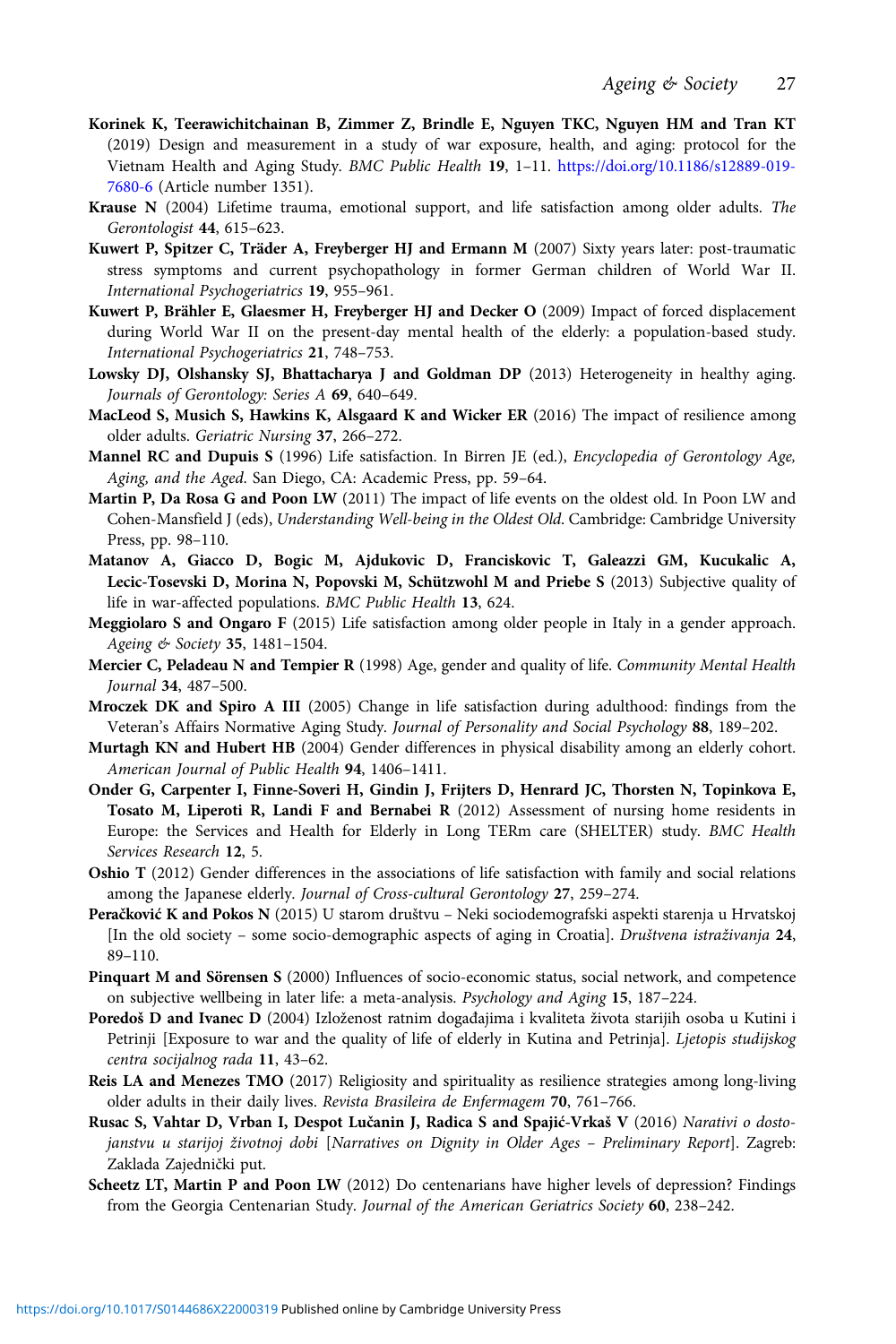**Korinek K, Teerawichitchainan B, Zimmer Z, Brindle E, Nguyen TKC, Nguyen HM and Tran KT** (2019) Design and measurement in a study of war exposure, health, and aging: protocol for the Vietnam Health and Aging Study. *BMC Public Health* **19**, 1–11. https://doi.org/10.1186/s12889-019-7680-6 (Article number 1351).

**Krause N** (2004) Lifetime trauma, emotional support, and life satisfaction among older adults. *The Gerontologist* **44**, 615–623.

**Kuwert P, Spitzer C, Träder A, Freyberger HJ and Ermann M** (2007) Sixty years later: post-traumatic stress symptoms and current psychopathology in former German children of World War II. *International Psychogeriatrics* **19**, 955–961.

**Kuwert P, Brähler E, Glaesmer H, Freyberger HJ and Decker O** (2009) Impact of forced displacement during World War II on the present-day mental health of the elderly: a population-based study. *International Psychogeriatrics* **21**, 748–753.

**Lowsky DJ, Olshansky SJ, Bhattacharya J and Goldman DP** (2013) Heterogeneity in healthy aging. *Journals of Gerontology: Series A* **69**, 640–649.

**MacLeod S, Musich S, Hawkins K, Alsgaard K and Wicker ER** (2016) The impact of resilience among older adults. *Geriatric Nursing* **37**, 266–272.

**Mannel RC and Dupuis S** (1996) Life satisfaction. In Birren JE (ed.), *Encyclopedia of Gerontology Age, Aging, and the Aged*. San Diego, CA: Academic Press, pp. 59–64.

**Martin P, Da Rosa G and Poon LW** (2011) The impact of life events on the oldest old. In Poon LW and Cohen-Mansfield J (eds), *Understanding Well-being in the Oldest Old*. Cambridge: Cambridge University Press, pp. 98–110.

**Matanov A, Giacco D, Bogic M, Ajdukovic D, Franciskovic T, Galeazzi GM, Kucukalic A, Lecic-Tosevski D, Morina N, Popovski M, Schützwohl M and Priebe S** (2013) Subjective quality of life in war-affected populations. *BMC Public Health* **13**, 624.

**Meggiolaro S and Ongaro F** (2015) Life satisfaction among older people in Italy in a gender approach. *Ageing & Society* **35**, 1481–1504.

**Mercier C, Peladeau N and Tempier R** (1998) Age, gender and quality of life. *Community Mental Health Journal* **34**, 487–500.

**Mroczek DK and Spiro A III** (2005) Change in life satisfaction during adulthood: findings from the Veteran's Affairs Normative Aging Study. *Journal of Personality and Social Psychology* **88**, 189–202.

**Murtagh KN and Hubert HB** (2004) Gender differences in physical disability among an elderly cohort. *American Journal of Public Health* **94**, 1406–1411.

**Onder G, Carpenter I, Finne-Soveri H, Gindin J, Frijters D, Henrard JC, Thorsten N, Topinkova E, Tosato M, Liperoti R, Landi F and Bernabei R** (2012) Assessment of nursing home residents in Europe: the Services and Health for Elderly in Long TERm care (SHELTER) study. *BMC Health Services Research* **12**, 5.

**Oshio T** (2012) Gender differences in the associations of life satisfaction with family and social relations among the Japanese elderly. *Journal of Cross-cultural Gerontology* **27**, 259–274.

**Peračković K and Pokos N** (2015) U starom društvu – Neki sociodemografski aspekti starenja u Hrvatskoj [In the old society – some socio-demographic aspects of aging in Croatia]. *Društvena istraživanja* **24**, 89–110.

**Pinquart M and Sörensen S** (2000) Influences of socio-economic status, social network, and competence on subjective wellbeing in later life: a meta-analysis. *Psychology and Aging* **15**, 187–224.

**Poredoš D and Ivanec D** (2004) Izloženost ratnim događajima i kvaliteta života starijih osoba u Kutini i Petrinji [Exposure to war and the quality of life of elderly in Kutina and Petrinja]. *Ljetopis studijskog centra socijalnog rada* **11**, 43–62.

**Reis LA and Menezes TMO** (2017) Religiosity and spirituality as resilience strategies among long-living older adults in their daily lives. *Revista Brasileira de Enfermagem* **70**, 761–766.

**Rusac S, Vahtar D, Vrban I, Despot Lučanin J, Radica S and Spajić-Vrkaš V** (2016) *Narativi o dostojanstvu u starijoj životnoj dobi* [*Narratives on Dignity in Older Ages – Preliminary Report*]. Zagreb: Zaklada Zajednički put.

**Scheetz LT, Martin P and Poon LW** (2012) Do centenarians have higher levels of depression? Findings from the Georgia Centenarian Study. *Journal of the American Geriatrics Society* **60**, 238–242.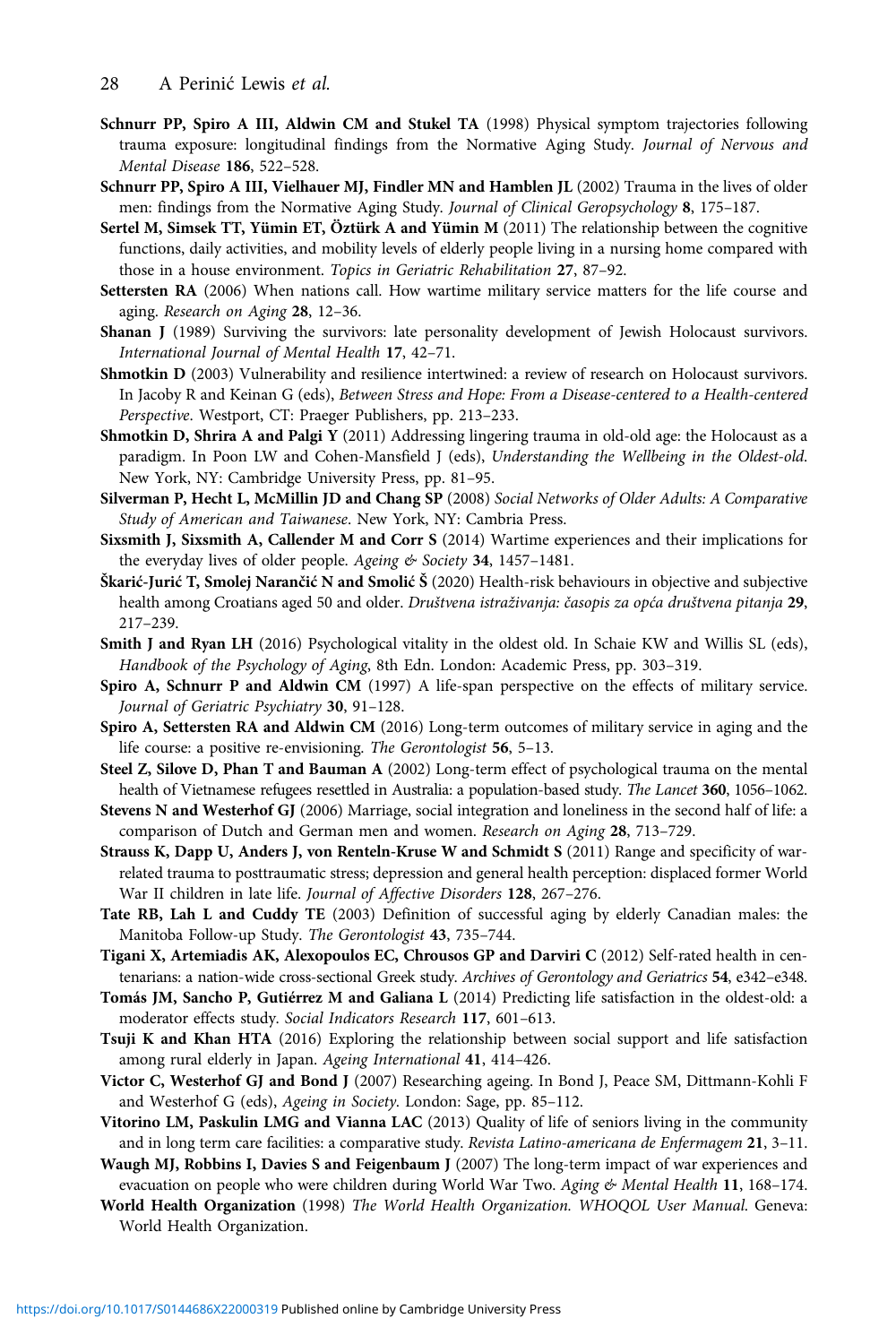**Schnurr PP, Spiro A III, Aldwin CM and Stukel TA** (1998) Physical symptom trajectories following trauma exposure: longitudinal findings from the Normative Aging Study. *Journal of Nervous and Mental Disease* **186**, 522–528.

**Schnurr PP, Spiro A III, Vielhauer MJ, Findler MN and Hamblen JL** (2002) Trauma in the lives of older men: findings from the Normative Aging Study. *Journal of Clinical Geropsychology* **8**, 175–187.

**Sertel M, Simsek TT, Yümin ET, Öztürk A and Yümin M** (2011) The relationship between the cognitive functions, daily activities, and mobility levels of elderly people living in a nursing home compared with those in a house environment. *Topics in Geriatric Rehabilitation* **27**, 87–92.

**Settersten RA** (2006) When nations call. How wartime military service matters for the life course and aging. *Research on Aging* **28**, 12–36.

**Shanan J** (1989) Surviving the survivors: late personality development of Jewish Holocaust survivors. *International Journal of Mental Health* **17**, 42–71.

**Shmotkin D** (2003) Vulnerability and resilience intertwined: a review of research on Holocaust survivors. In Jacoby R and Keinan G (eds), *Between Stress and Hope: From a Disease-centered to a Health-centered Perspective*. Westport, CT: Praeger Publishers, pp. 213–233.

**Shmotkin D, Shrira A and Palgi Y** (2011) Addressing lingering trauma in old-old age: the Holocaust as a paradigm. In Poon LW and Cohen-Mansfield J (eds), *Understanding the Wellbeing in the Oldest-old*. New York, NY: Cambridge University Press, pp. 81–95.

**Silverman P, Hecht L, McMillin JD and Chang SP** (2008) *Social Networks of Older Adults: A Comparative Study of American and Taiwanese*. New York, NY: Cambria Press.

**Sixsmith J, Sixsmith A, Callender M and Corr S** (2014) Wartime experiences and their implications for the everyday lives of older people. *Ageing & Society* **34**, 1457–1481.

**Škarić-Jurić T, Smolej Narančić N and Smolić Š** (2020) Health-risk behaviours in objective and subjective health among Croatians aged 50 and older. *Društvena istraživanja: časopis za opća društvena pitanja* **29**, 217–239.

**Smith J and Ryan LH** (2016) Psychological vitality in the oldest old. In Schaie KW and Willis SL (eds), *Handbook of the Psychology of Aging*, 8th Edn. London: Academic Press, pp. 303–319.

**Spiro A, Schnurr P and Aldwin CM** (1997) A life-span perspective on the effects of military service. *Journal of Geriatric Psychiatry* **30**, 91–128.

**Spiro A, Settersten RA and Aldwin CM** (2016) Long-term outcomes of military service in aging and the life course: a positive re-envisioning. *The Gerontologist* **56**, 5–13.

**Steel Z, Silove D, Phan T and Bauman A** (2002) Long-term effect of psychological trauma on the mental health of Vietnamese refugees resettled in Australia: a population-based study. *The Lancet* **360**, 1056–1062.

**Stevens N and Westerhof GJ** (2006) Marriage, social integration and loneliness in the second half of life: a comparison of Dutch and German men and women. *Research on Aging* **28**, 713–729.

**Strauss K, Dapp U, Anders J, von Renteln-Kruse W and Schmidt S** (2011) Range and specificity of war-related trauma to posttraumatic stress; depression and general health perception: displaced former World War II children in late life. *Journal of Affective Disorders* **128**, 267–276.

**Tate RB, Lah L and Cuddy TE** (2003) Definition of successful aging by elderly Canadian males: the Manitoba Follow-up Study. *The Gerontologist* **43**, 735–744.

**Tigani X, Artemiadis AK, Alexopoulos EC, Chrousos GP and Darviri C** (2012) Self-rated health in centenarians: a nation-wide cross-sectional Greek study. *Archives of Gerontology and Geriatrics* **54**, e342–e348.

**Tomás JM, Sancho P, Gutiérrez M and Galiana L** (2014) Predicting life satisfaction in the oldest-old: a moderator effects study. *Social Indicators Research* **117**, 601–613.

**Tsuji K and Khan HTA** (2016) Exploring the relationship between social support and life satisfaction among rural elderly in Japan. *Ageing International* **41**, 414–426.

**Victor C, Westerhof GJ and Bond J** (2007) Researching ageing. In Bond J, Peace SM, Dittmann-Kohli F and Westerhof G (eds), *Ageing in Society*. London: Sage, pp. 85–112.

**Vitorino LM, Paskulin LMG and Vianna LAC** (2013) Quality of life of seniors living in the community and in long term care facilities: a comparative study. *Revista Latino-americana de Enfermagem* **21**, 3–11.

**Waugh MJ, Robbins I, Davies S and Feigenbaum J** (2007) The long-term impact of war experiences and evacuation on people who were children during World War Two. *Aging & Mental Health* **11**, 168–174.

**World Health Organization** (1998) *The World Health Organization. WHOQOL User Manual*. Geneva: World Health Organization.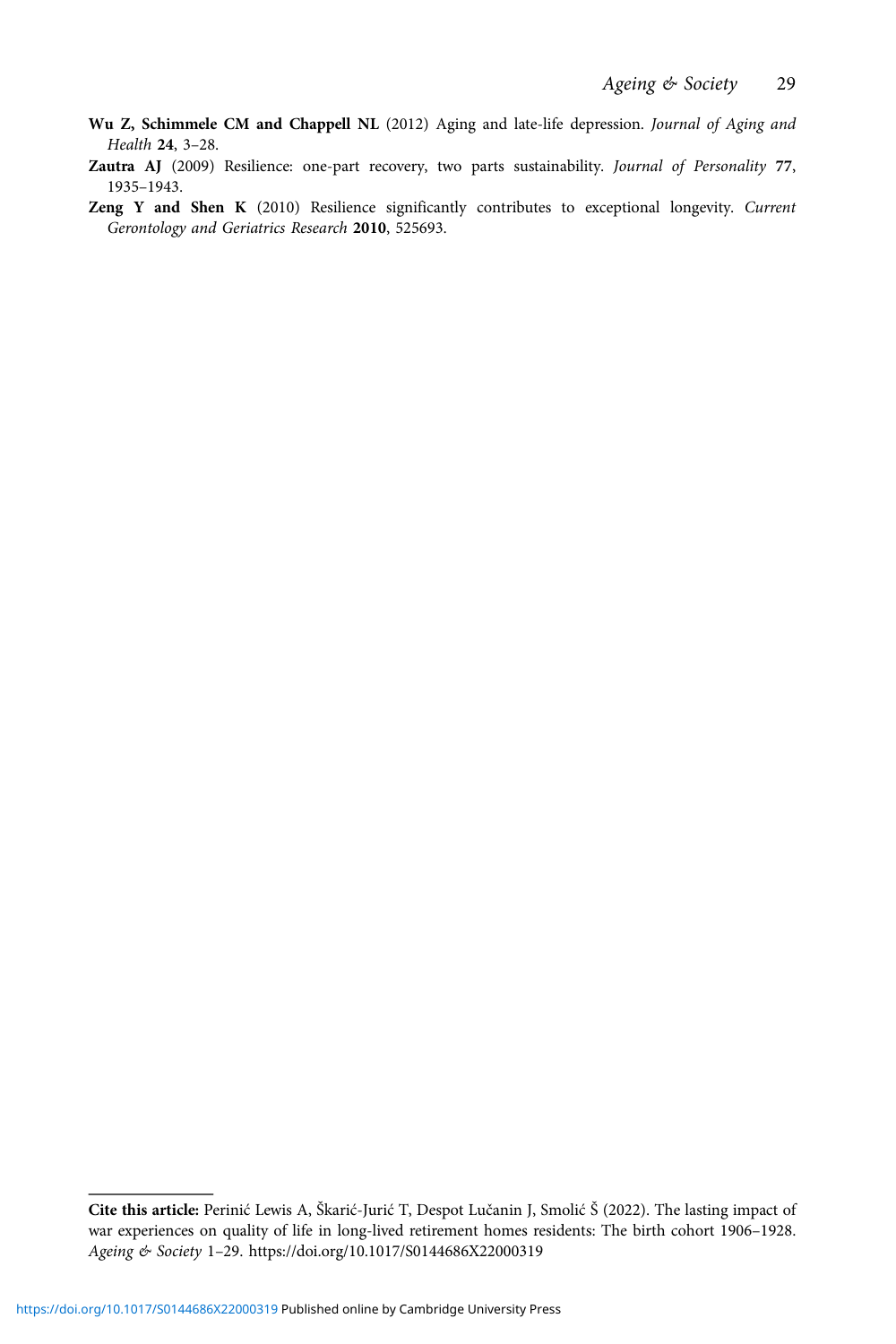**Wu Z, Schimmele CM and Chappell NL** (2012) Aging and late-life depression. *Journal of Aging and Health* **24**, 3–28.

**Zautra AJ** (2009) Resilience: one-part recovery, two parts sustainability. *Journal of Personality* **77**, 1935–1943.

**Zeng Y and Shen K** (2010) Resilience significantly contributes to exceptional longevity. *Current Gerontology and Geriatrics Research* **2010**, 525693.

**Cite this article:** Perinić Lewis A, Škarić-Jurić T, Despot Lučanin J, Smolić Š (2022). The lasting impact of war experiences on quality of life in long-lived retirement homes residents: The birth cohort 1906–1928. *Ageing & Society* 1–29. https://doi.org/10.1017/S0144686X22000319